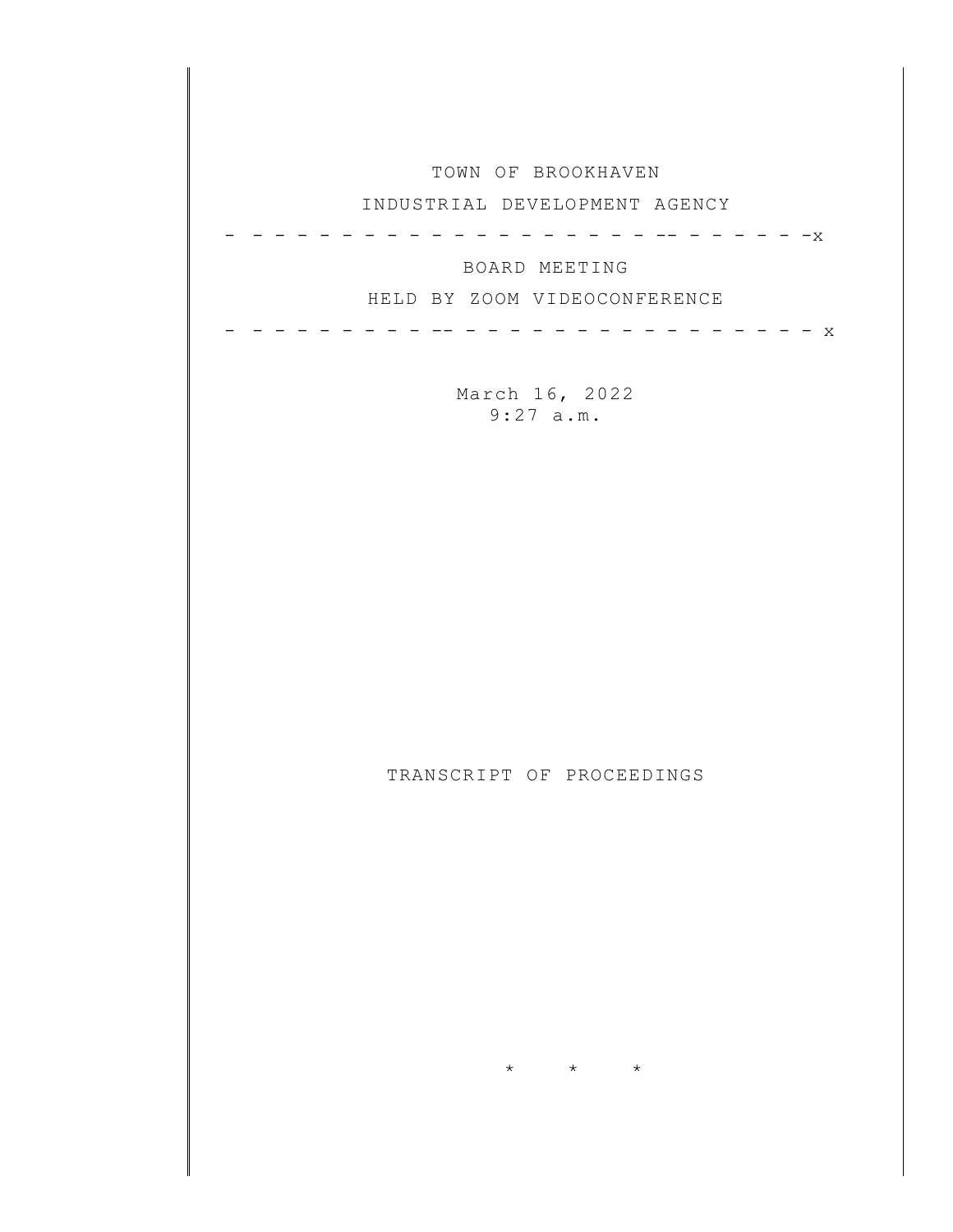TOWN OF BROOKHAVEN

INDUSTRIAL DEVELOPMENT AGENCY

- - - - - - - - - - - - - - - - - - - - - - - - - - - -x

BOARD MEETING

HELD BY ZOOM VIDEOCONFERENCE

- - - - - - - - - - - - - - - - - - - - - - - - - - - - x

March 16, 2022
9:27 a.m.

TRANSCRIPT OF PROCEEDINGS

\* \* \*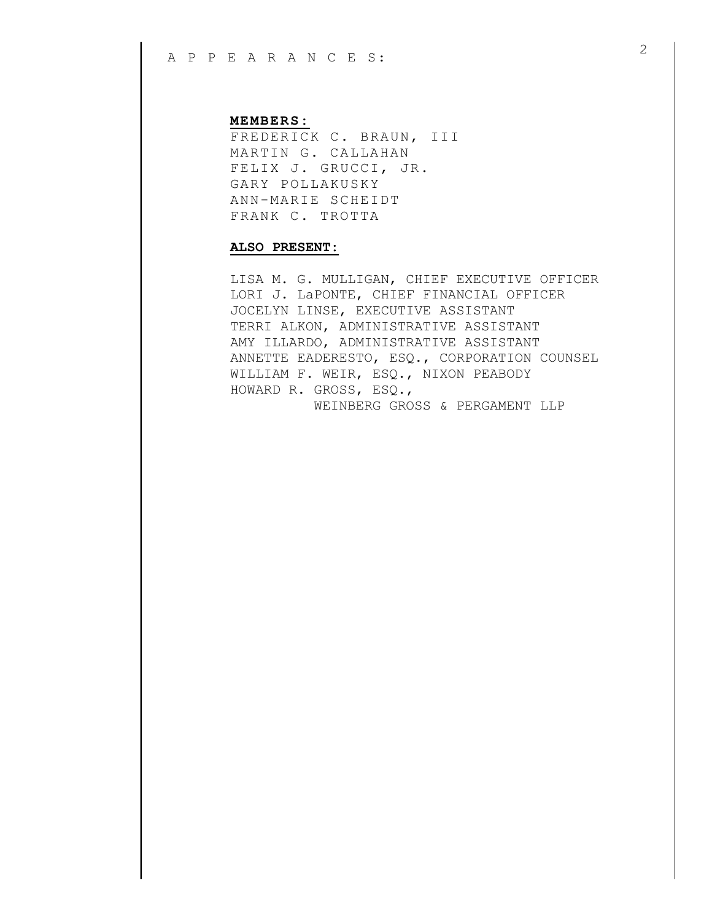A P P E A R A N C E S:

**MEMBERS:**

FREDERICK C. BRAUN, III
MARTIN G. CALLAHAN
FELIX J. GRUCCI, JR.
GARY POLLAKUSKY
ANN-MARIE SCHEIDT
FRANK C. TROTTA

**ALSO PRESENT:**

LISA M. G. MULLIGAN, CHIEF EXECUTIVE OFFICER
LORI J. LaPONTE, CHIEF FINANCIAL OFFICER
JOCELYN LINSE, EXECUTIVE ASSISTANT
TERRI ALKON, ADMINISTRATIVE ASSISTANT
AMY ILLARDO, ADMINISTRATIVE ASSISTANT
ANNETTE EADERESTO, ESQ., CORPORATION COUNSEL
WILLIAM F. WEIR, ESQ., NIXON PEABODY
HOWARD R. GROSS, ESQ.,
WEINBERG GROSS & PERGAMENT LLP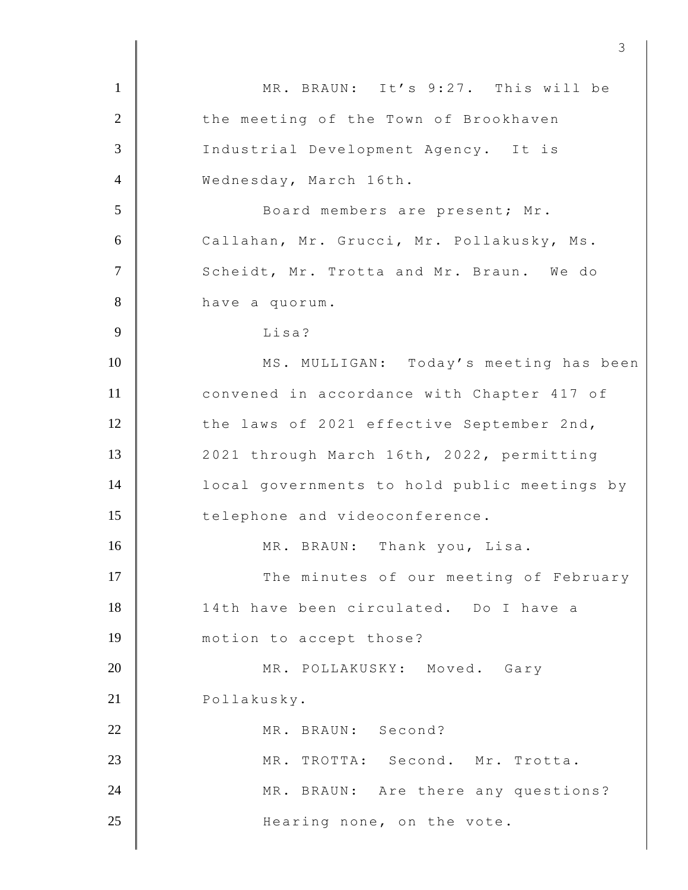MR. BRAUN: It's 9:27. This will be the meeting of the Town of Brookhaven Industrial Development Agency. It is Wednesday, March 16th.

Board members are present; Mr. Callahan, Mr. Grucci, Mr. Pollakusky, Ms. Scheidt, Mr. Trotta and Mr. Braun. We do have a quorum.

Lisa?

MS. MULLIGAN: Today's meeting has been convened in accordance with Chapter 417 of the laws of 2021 effective September 2nd, 2021 through March 16th, 2022, permitting local governments to hold public meetings by telephone and videoconference.

MR. BRAUN: Thank you, Lisa.

The minutes of our meeting of February 14th have been circulated. Do I have a motion to accept those?

MR. POLLAKUSKY: Moved. Gary Pollakusky.

MR. BRAUN: Second?

MR. TROTTA: Second. Mr. Trotta.

MR. BRAUN: Are there any questions?

Hearing none, on the vote.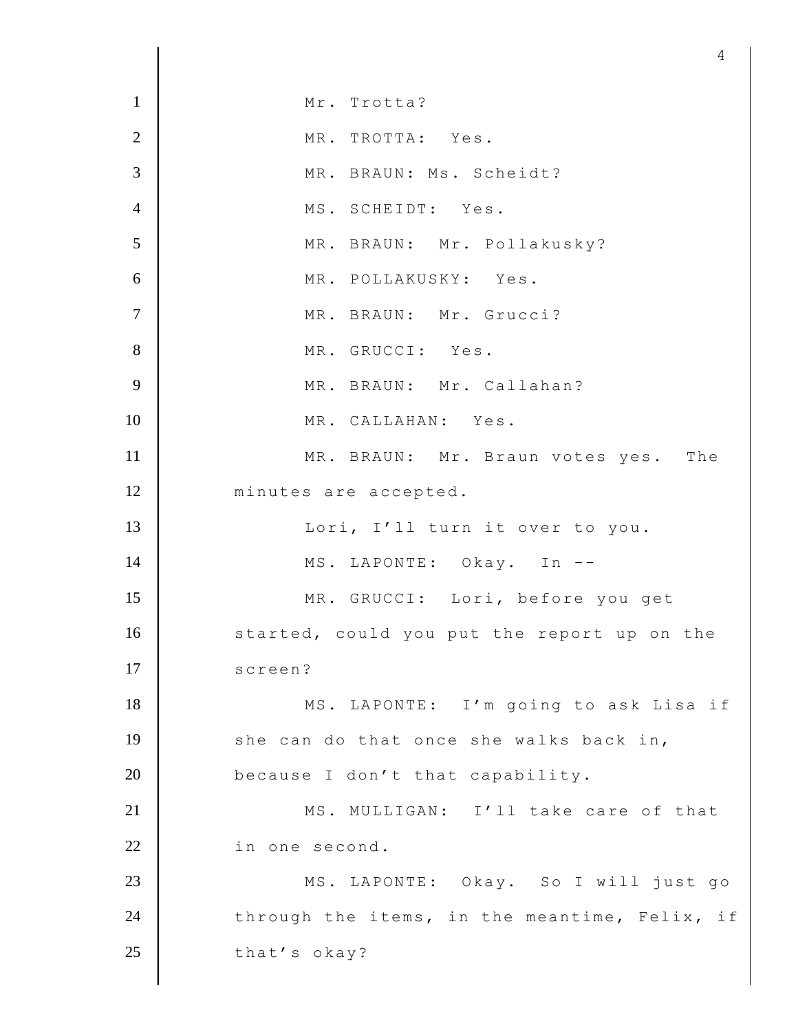Mr. Trotta?

MR. TROTTA: Yes.

MR. BRAUN: Ms. Scheidt?

MS. SCHEIDT: Yes.

MR. BRAUN: Mr. Pollakusky?

MR. POLLAKUSKY: Yes.

MR. BRAUN: Mr. Grucci?

MR. GRUCCI: Yes.

MR. BRAUN: Mr. Callahan?

MR. CALLAHAN: Yes.

MR. BRAUN: Mr. Braun votes yes. The minutes are accepted.

Lori, I'll turn it over to you.

MS. LAPONTE: Okay. In --

MR. GRUCCI: Lori, before you get started, could you put the report up on the screen?

MS. LAPONTE: I'm going to ask Lisa if she can do that once she walks back in, because I don't that capability.

MS. MULLIGAN: I'll take care of that in one second.

MS. LAPONTE: Okay. So I will just go through the items, in the meantime, Felix, if that's okay?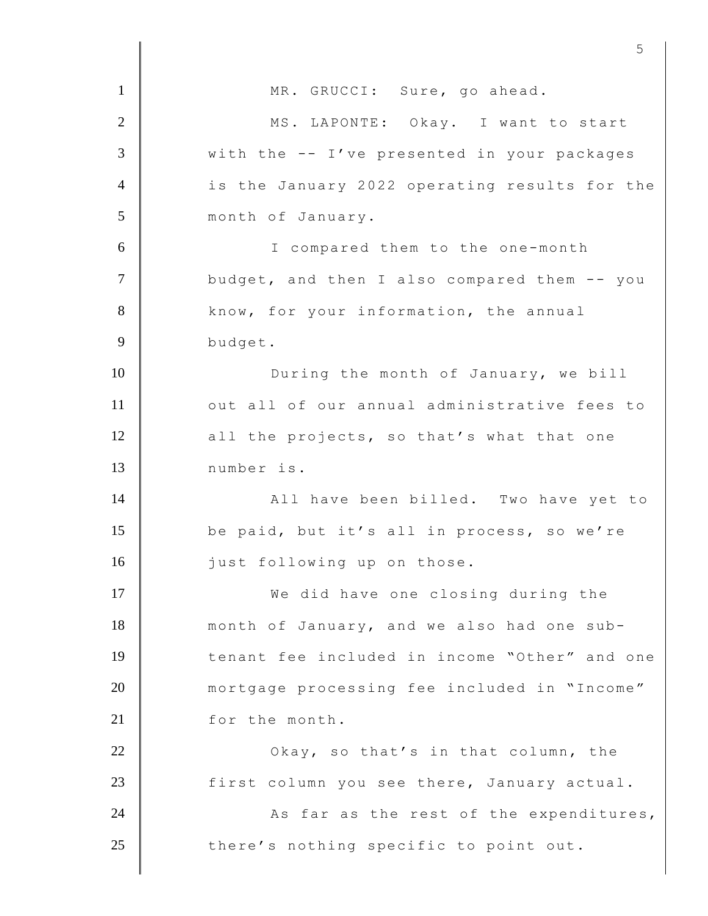MR. GRUCCI: Sure, go ahead.

MS. LAPONTE: Okay. I want to start with the -- I've presented in your packages is the January 2022 operating results for the month of January.

I compared them to the one-month budget, and then I also compared them -- you know, for your information, the annual budget.

During the month of January, we bill out all of our annual administrative fees to all the projects, so that's what that one number is.

All have been billed. Two have yet to be paid, but it's all in process, so we're just following up on those.

We did have one closing during the month of January, and we also had one sub-tenant fee included in income "Other" and one mortgage processing fee included in "Income" for the month.

Okay, so that's in that column, the first column you see there, January actual.

As far as the rest of the expenditures, there's nothing specific to point out.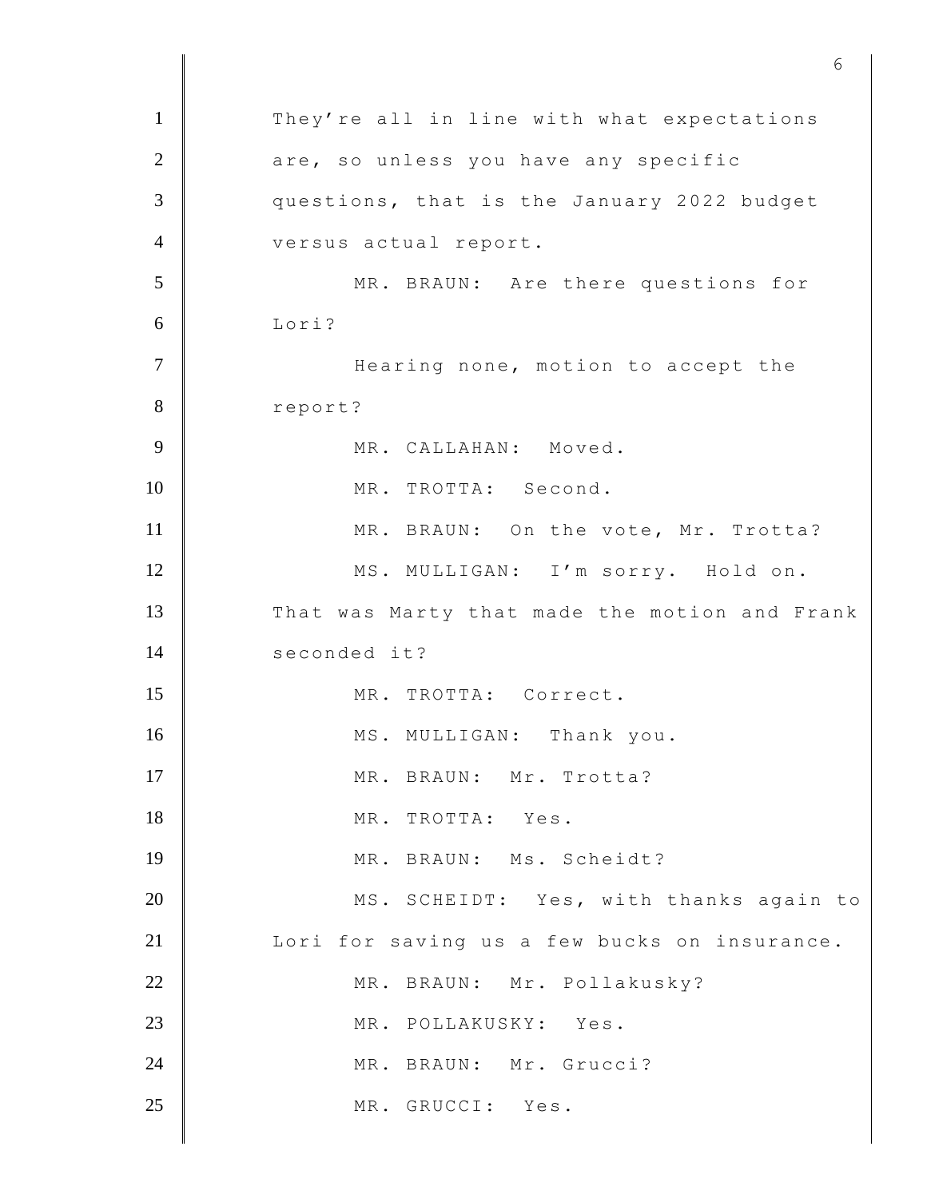They're all in line with what expectations are, so unless you have any specific questions, that is the January 2022 budget versus actual report.

MR. BRAUN: Are there questions for Lori?

Hearing none, motion to accept the report?

MR. CALLAHAN: Moved.

MR. TROTTA: Second.

MR. BRAUN: On the vote, Mr. Trotta?

MS. MULLIGAN: I'm sorry. Hold on. That was Marty that made the motion and Frank seconded it?

MR. TROTTA: Correct.

MS. MULLIGAN: Thank you.

MR. BRAUN: Mr. Trotta?

MR. TROTTA: Yes.

MR. BRAUN: Ms. Scheidt?

MS. SCHEIDT: Yes, with thanks again to Lori for saving us a few bucks on insurance.

MR. BRAUN: Mr. Pollakusky?

MR. POLLAKUSKY: Yes.

MR. BRAUN: Mr. Grucci?

MR. GRUCCI: Yes.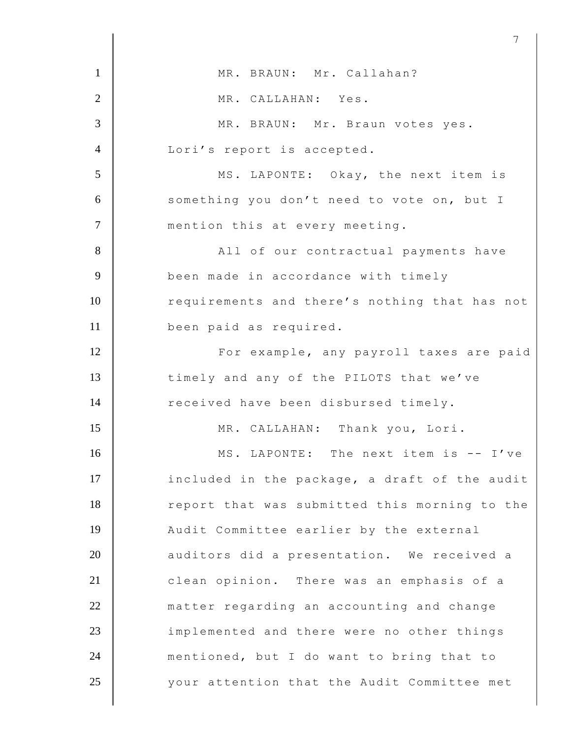MR. BRAUN: Mr. Callahan?

MR. CALLAHAN: Yes.

MR. BRAUN: Mr. Braun votes yes. Lori's report is accepted.

MS. LAPONTE: Okay, the next item is something you don't need to vote on, but I mention this at every meeting.

All of our contractual payments have been made in accordance with timely requirements and there's nothing that has not been paid as required.

For example, any payroll taxes are paid timely and any of the PILOTS that we've received have been disbursed timely.

MR. CALLAHAN: Thank you, Lori.

MS. LAPONTE: The next item is -- I've included in the package, a draft of the audit report that was submitted this morning to the Audit Committee earlier by the external auditors did a presentation. We received a clean opinion. There was an emphasis of a matter regarding an accounting and change implemented and there were no other things mentioned, but I do want to bring that to your attention that the Audit Committee met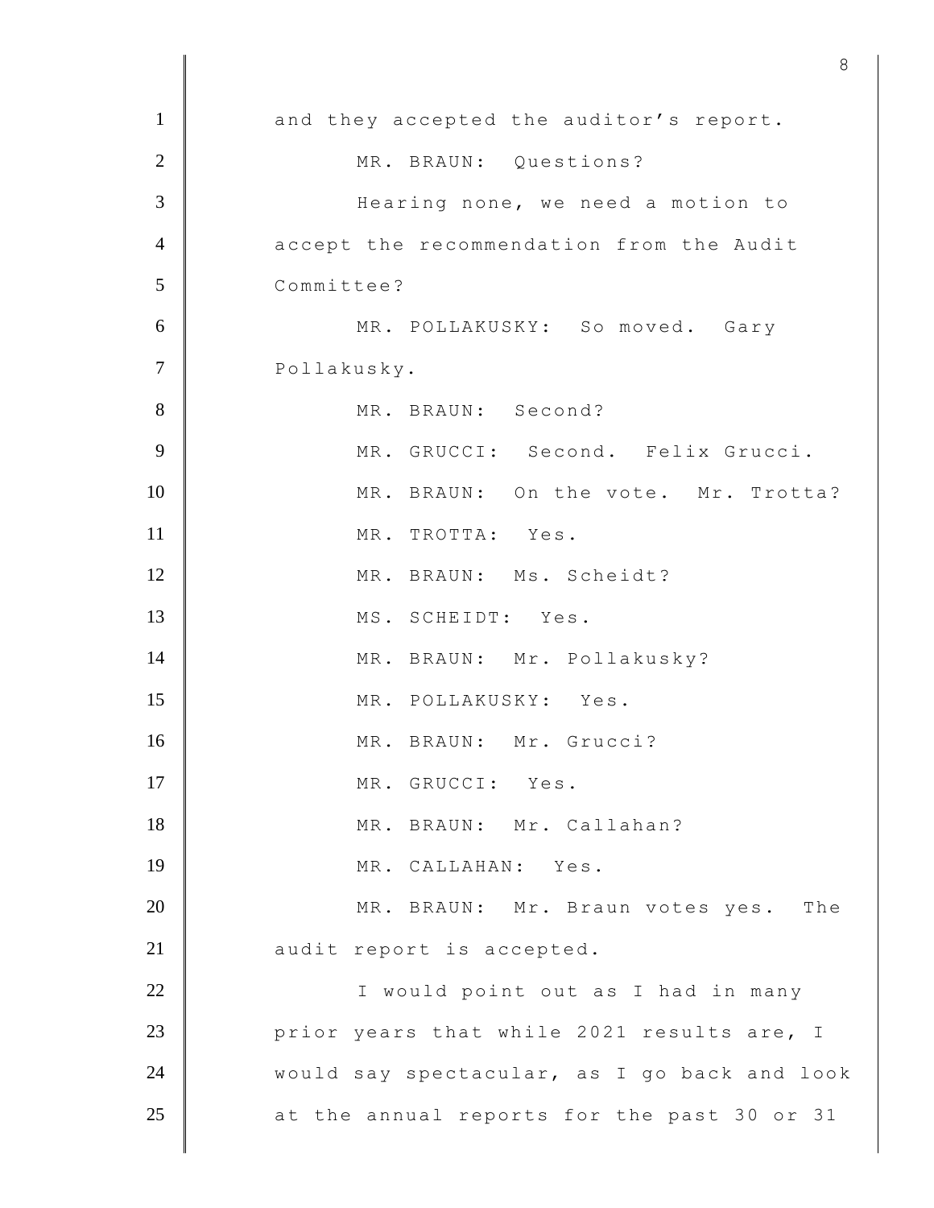and they accepted the auditor's report.

MR. BRAUN: Questions?

Hearing none, we need a motion to accept the recommendation from the Audit Committee?

MR. POLLAKUSKY: So moved. Gary Pollakusky.

MR. BRAUN: Second?

MR. GRUCCI: Second. Felix Grucci.

MR. BRAUN: On the vote. Mr. Trotta?

MR. TROTTA: Yes.

MR. BRAUN: Ms. Scheidt?

MS. SCHEIDT: Yes.

MR. BRAUN: Mr. Pollakusky?

MR. POLLAKUSKY: Yes.

MR. BRAUN: Mr. Grucci?

MR. GRUCCI: Yes.

MR. BRAUN: Mr. Callahan?

MR. CALLAHAN: Yes.

MR. BRAUN: Mr. Braun votes yes. The audit report is accepted.

I would point out as I had in many prior years that while 2021 results are, I would say spectacular, as I go back and look at the annual reports for the past 30 or 31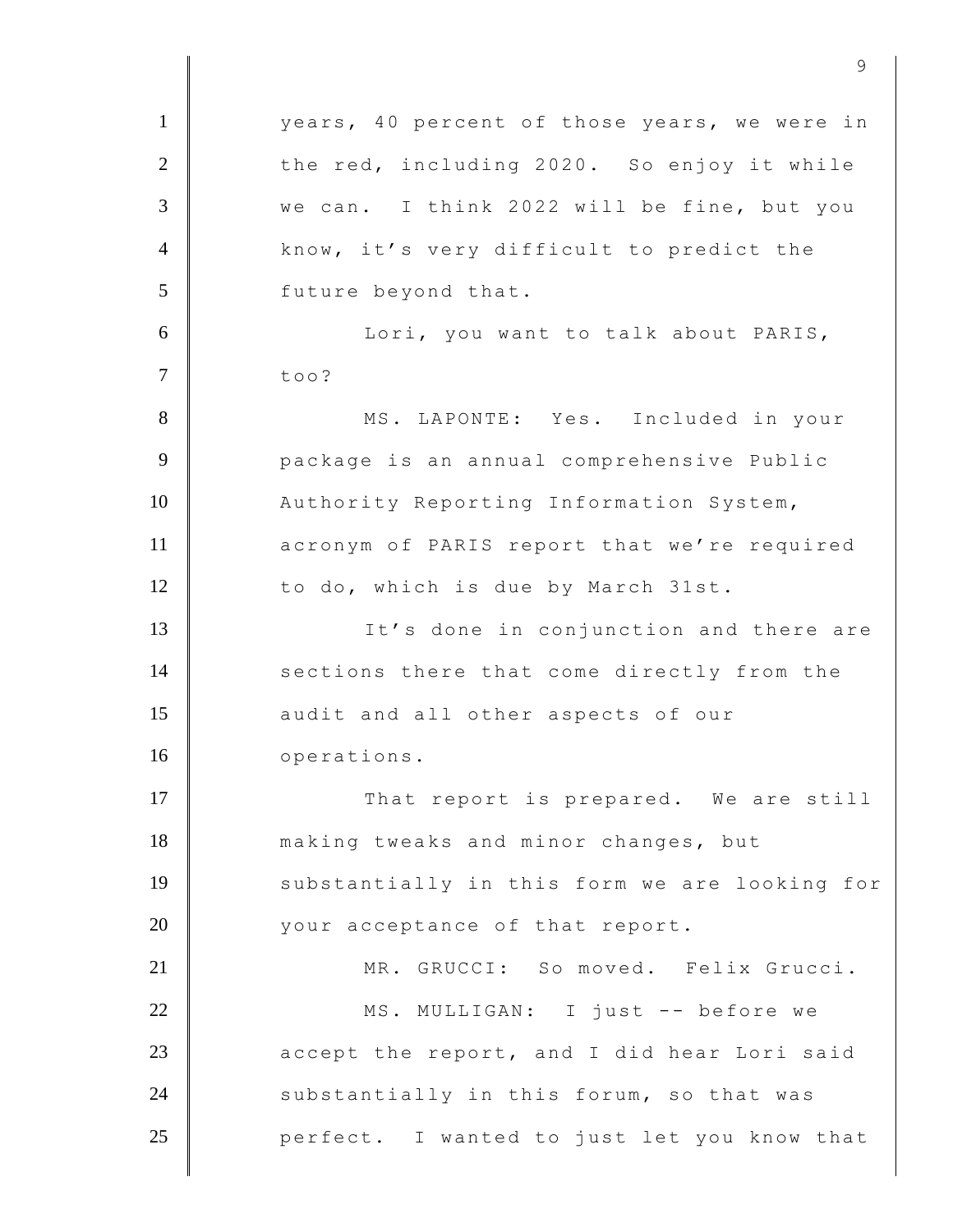years, 40 percent of those years, we were in the red, including 2020. So enjoy it while we can. I think 2022 will be fine, but you know, it's very difficult to predict the future beyond that.

Lori, you want to talk about PARIS, too?

MS. LAPONTE: Yes. Included in your package is an annual comprehensive Public Authority Reporting Information System, acronym of PARIS report that we're required to do, which is due by March 31st.

It's done in conjunction and there are sections there that come directly from the audit and all other aspects of our operations.

That report is prepared. We are still making tweaks and minor changes, but substantially in this form we are looking for your acceptance of that report.

MR. GRUCCI: So moved. Felix Grucci.

MS. MULLIGAN: I just -- before we accept the report, and I did hear Lori said substantially in this forum, so that was perfect. I wanted to just let you know that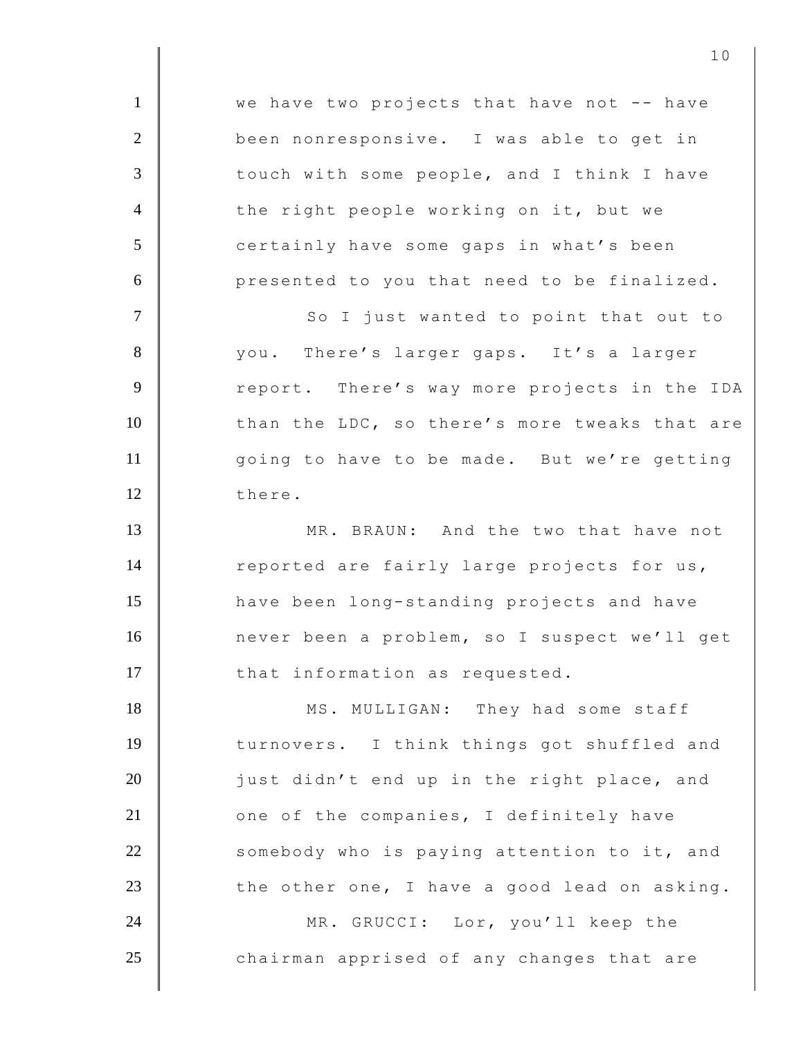we have two projects that have not -- have been nonresponsive. I was able to get in touch with some people, and I think I have the right people working on it, but we certainly have some gaps in what's been presented to you that need to be finalized.

So I just wanted to point that out to you. There's larger gaps. It's a larger report. There's way more projects in the IDA than the LDC, so there's more tweaks that are going to have to be made. But we're getting there.

MR. BRAUN: And the two that have not reported are fairly large projects for us, have been long-standing projects and have never been a problem, so I suspect we'll get that information as requested.

MS. MULLIGAN: They had some staff turnovers. I think things got shuffled and just didn't end up in the right place, and one of the companies, I definitely have somebody who is paying attention to it, and the other one, I have a good lead on asking.

MR. GRUCCI: Lor, you'll keep the chairman apprised of any changes that are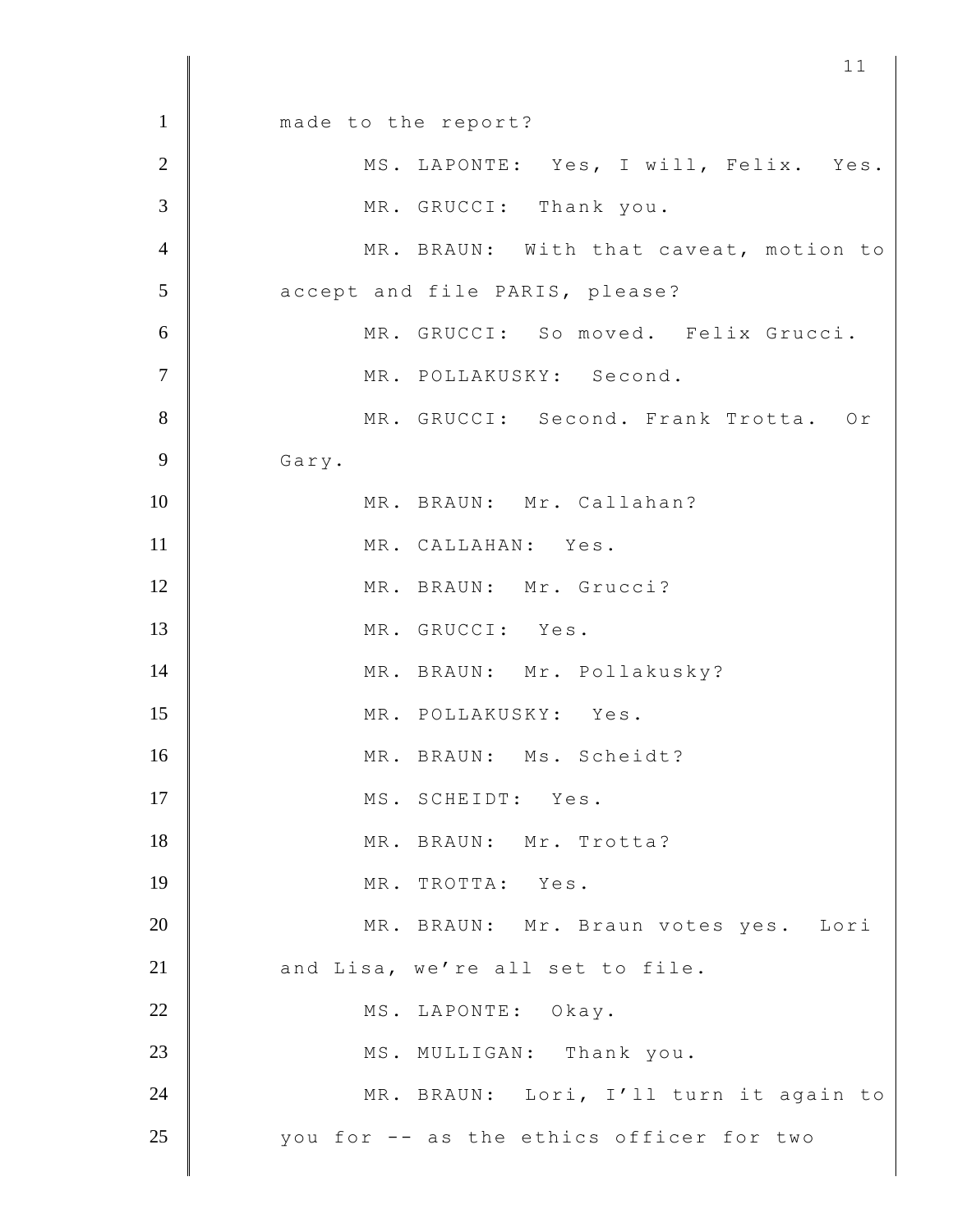made to the report?

MS. LAPONTE: Yes, I will, Felix. Yes.

MR. GRUCCI: Thank you.

MR. BRAUN: With that caveat, motion to accept and file PARIS, please?

MR. GRUCCI: So moved. Felix Grucci.

MR. POLLAKUSKY: Second.

MR. GRUCCI: Second. Frank Trotta. Or Gary.

MR. BRAUN: Mr. Callahan?

MR. CALLAHAN: Yes.

MR. BRAUN: Mr. Grucci?

MR. GRUCCI: Yes.

MR. BRAUN: Mr. Pollakusky?

MR. POLLAKUSKY: Yes.

MR. BRAUN: Ms. Scheidt?

MS. SCHEIDT: Yes.

MR. BRAUN: Mr. Trotta?

MR. TROTTA: Yes.

MR. BRAUN: Mr. Braun votes yes. Lori and Lisa, we're all set to file.

MS. LAPONTE: Okay.

MS. MULLIGAN: Thank you.

MR. BRAUN: Lori, I'll turn it again to you for -- as the ethics officer for two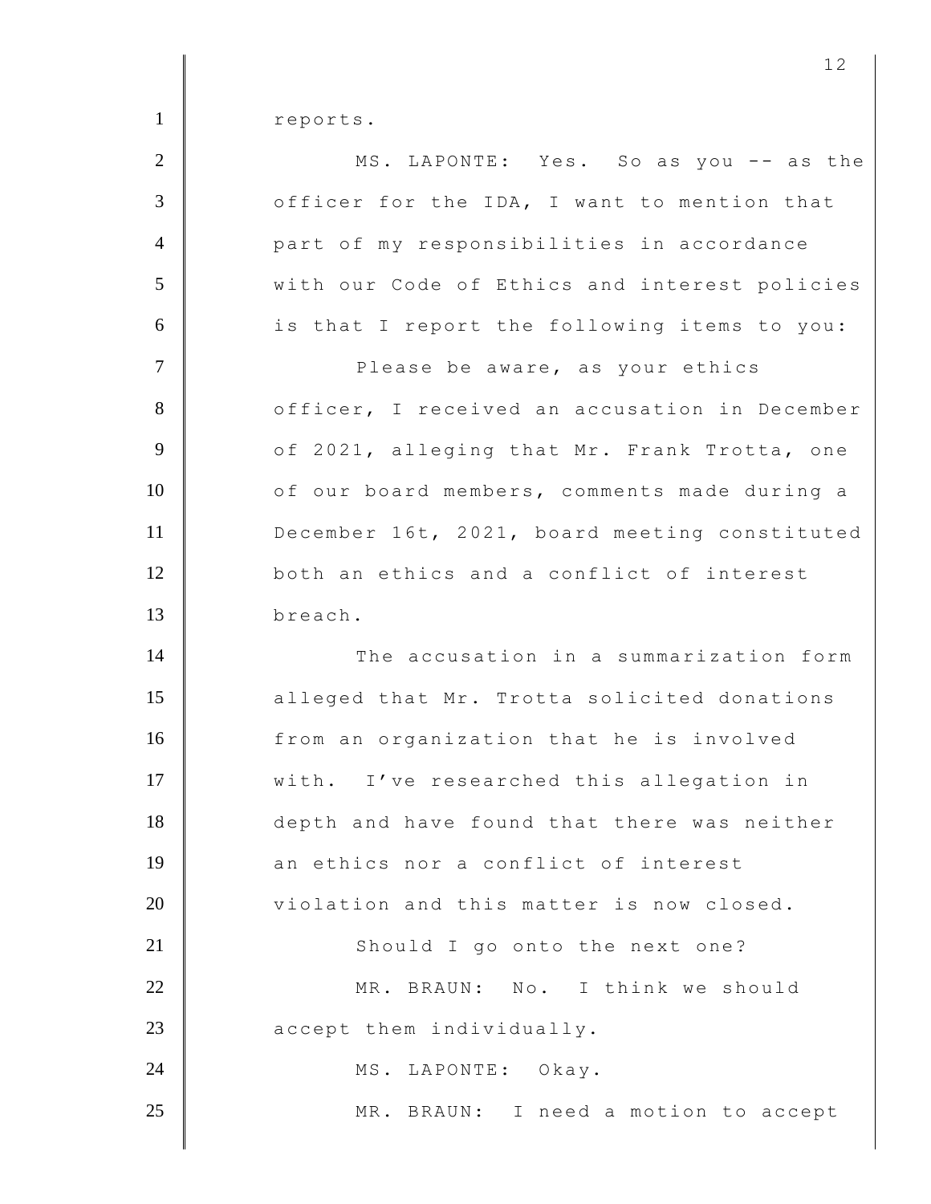reports.

MS. LAPONTE: Yes. So as you -- as the officer for the IDA, I want to mention that part of my responsibilities in accordance with our Code of Ethics and interest policies is that I report the following items to you:

Please be aware, as your ethics officer, I received an accusation in December of 2021, alleging that Mr. Frank Trotta, one of our board members, comments made during a December 16t, 2021, board meeting constituted both an ethics and a conflict of interest breach.

The accusation in a summarization form alleged that Mr. Trotta solicited donations from an organization that he is involved with. I've researched this allegation in depth and have found that there was neither an ethics nor a conflict of interest violation and this matter is now closed.

Should I go onto the next one?

MR. BRAUN: No. I think we should accept them individually.

MS. LAPONTE: Okay.

MR. BRAUN: I need a motion to accept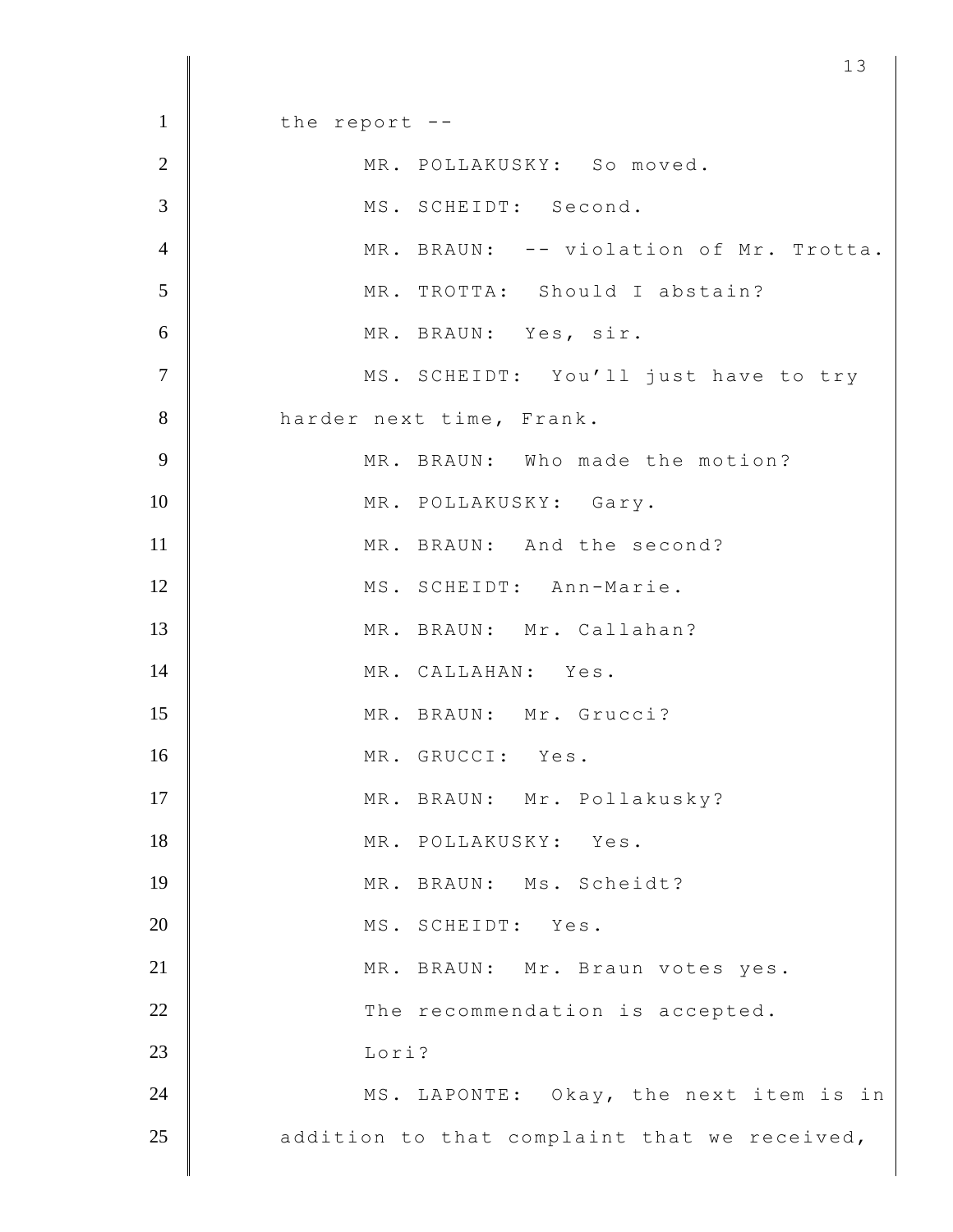the report --

MR. POLLAKUSKY: So moved.

MS. SCHEIDT: Second.

MR. BRAUN: -- violation of Mr. Trotta.

MR. TROTTA: Should I abstain?

MR. BRAUN: Yes, sir.

MS. SCHEIDT: You'll just have to try harder next time, Frank.

MR. BRAUN: Who made the motion?

MR. POLLAKUSKY: Gary.

MR. BRAUN: And the second?

MS. SCHEIDT: Ann-Marie.

MR. BRAUN: Mr. Callahan?

MR. CALLAHAN: Yes.

MR. BRAUN: Mr. Grucci?

MR. GRUCCI: Yes.

MR. BRAUN: Mr. Pollakusky?

MR. POLLAKUSKY: Yes.

MR. BRAUN: Ms. Scheidt?

MS. SCHEIDT: Yes.

MR. BRAUN: Mr. Braun votes yes.

The recommendation is accepted.

Lori?

MS. LAPONTE: Okay, the next item is in addition to that complaint that we received,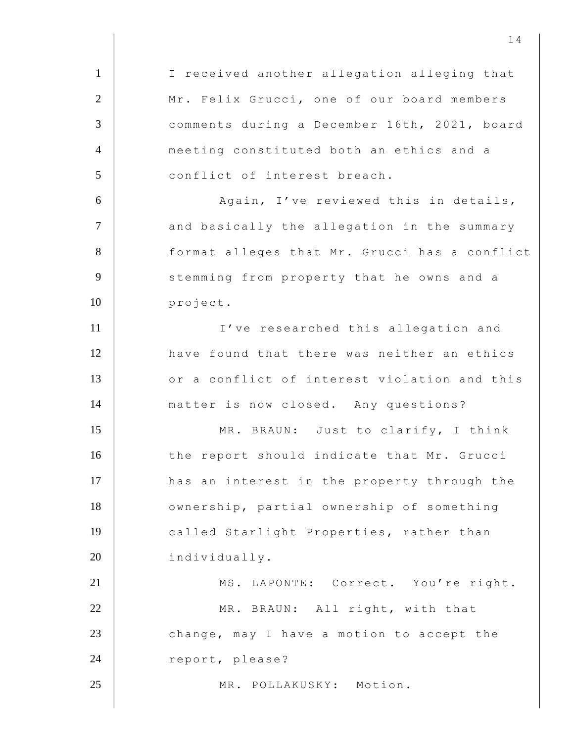I received another allegation alleging that Mr. Felix Grucci, one of our board members comments during a December 16th, 2021, board meeting constituted both an ethics and a conflict of interest breach.

Again, I've reviewed this in details, and basically the allegation in the summary format alleges that Mr. Grucci has a conflict stemming from property that he owns and a project.

I've researched this allegation and have found that there was neither an ethics or a conflict of interest violation and this matter is now closed. Any questions?

MR. BRAUN: Just to clarify, I think the report should indicate that Mr. Grucci has an interest in the property through the ownership, partial ownership of something called Starlight Properties, rather than individually.

MS. LAPONTE: Correct. You're right.

MR. BRAUN: All right, with that change, may I have a motion to accept the report, please?

MR. POLLAKUSKY: Motion.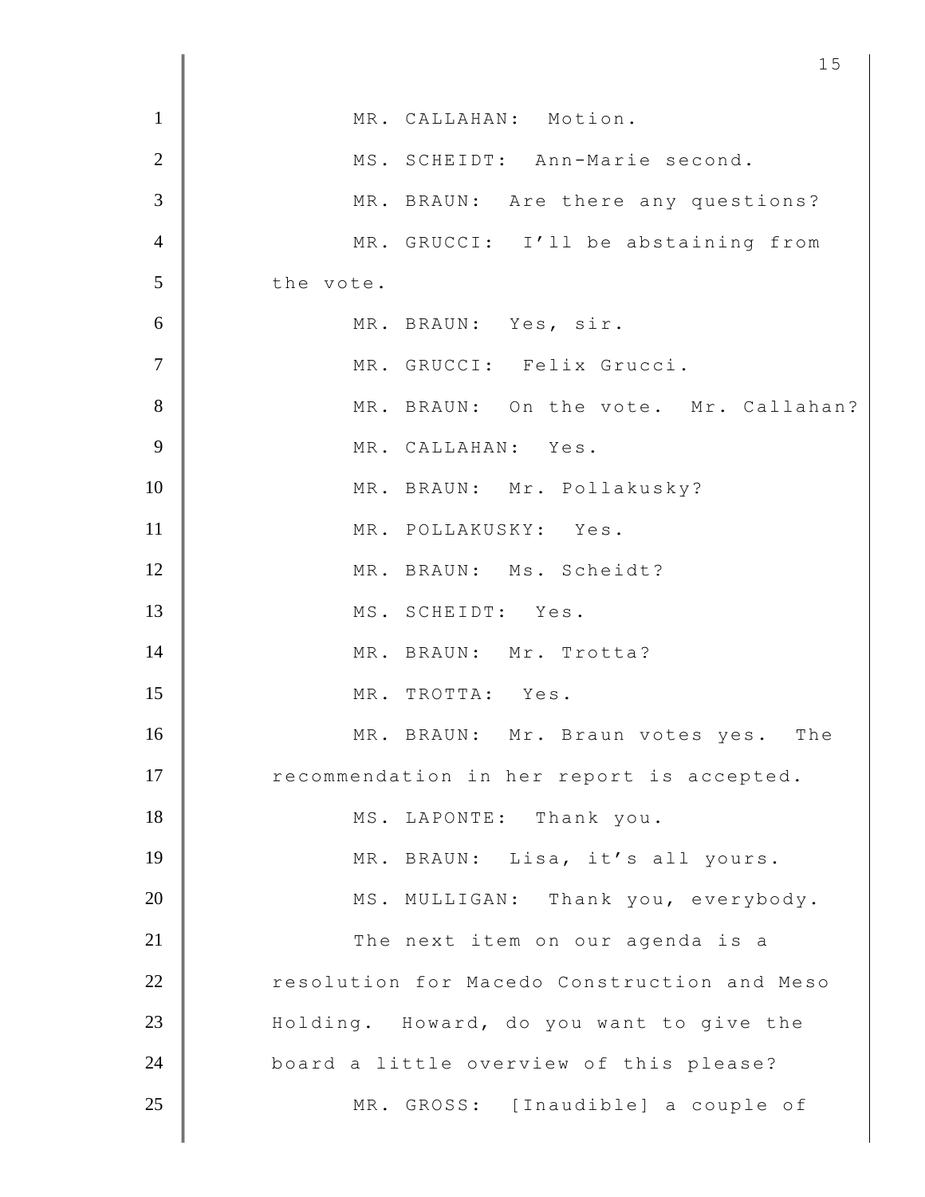MR. CALLAHAN: Motion.

MS. SCHEIDT: Ann-Marie second.

MR. BRAUN: Are there any questions?

MR. GRUCCI: I'll be abstaining from the vote.

MR. BRAUN: Yes, sir.

MR. GRUCCI: Felix Grucci.

MR. BRAUN: On the vote. Mr. Callahan?

MR. CALLAHAN: Yes.

MR. BRAUN: Mr. Pollakusky?

MR. POLLAKUSKY: Yes.

MR. BRAUN: Ms. Scheidt?

MS. SCHEIDT: Yes.

MR. BRAUN: Mr. Trotta?

MR. TROTTA: Yes.

MR. BRAUN: Mr. Braun votes yes. The recommendation in her report is accepted.

MS. LAPONTE: Thank you.

MR. BRAUN: Lisa, it's all yours.

MS. MULLIGAN: Thank you, everybody.

The next item on our agenda is a resolution for Macedo Construction and Meso Holding. Howard, do you want to give the board a little overview of this please?

MR. GROSS: [Inaudible] a couple of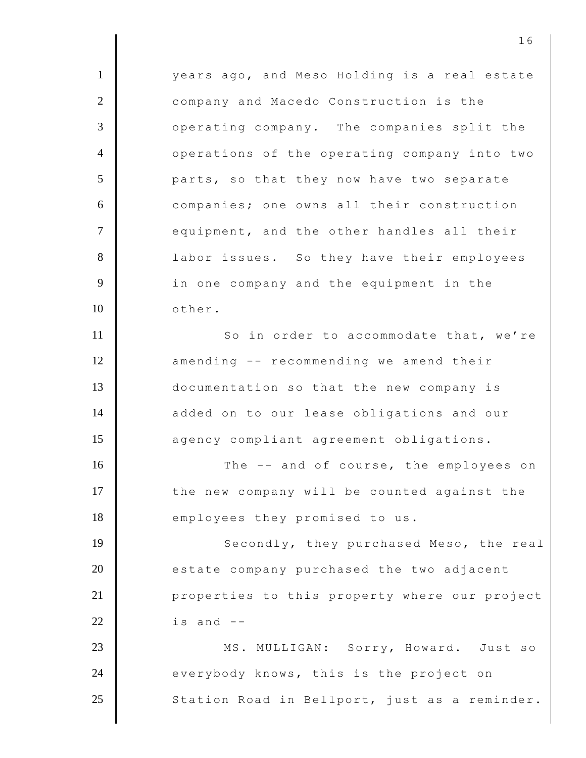years ago, and Meso Holding is a real estate company and Macedo Construction is the operating company. The companies split the operations of the operating company into two parts, so that they now have two separate companies; one owns all their construction equipment, and the other handles all their labor issues. So they have their employees in one company and the equipment in the other.

So in order to accommodate that, we're amending -- recommending we amend their documentation so that the new company is added on to our lease obligations and our agency compliant agreement obligations.

The -- and of course, the employees on the new company will be counted against the employees they promised to us.

Secondly, they purchased Meso, the real estate company purchased the two adjacent properties to this property where our project is and --

MS. MULLIGAN: Sorry, Howard. Just so everybody knows, this is the project on Station Road in Bellport, just as a reminder.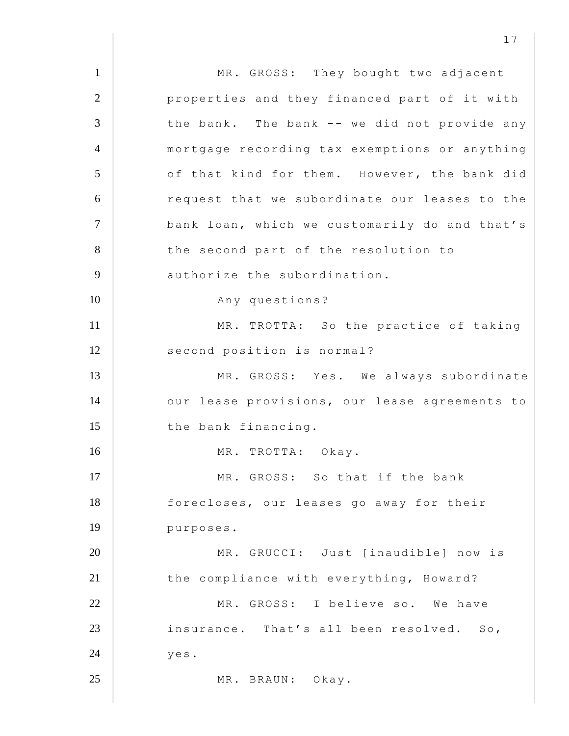MR. GROSS: They bought two adjacent properties and they financed part of it with the bank. The bank -- we did not provide any mortgage recording tax exemptions or anything of that kind for them. However, the bank did request that we subordinate our leases to the bank loan, which we customarily do and that's the second part of the resolution to authorize the subordination.

Any questions?

MR. TROTTA: So the practice of taking second position is normal?

MR. GROSS: Yes. We always subordinate our lease provisions, our lease agreements to the bank financing.

MR. TROTTA: Okay.

MR. GROSS: So that if the bank forecloses, our leases go away for their purposes.

MR. GRUCCI: Just [inaudible] now is the compliance with everything, Howard?

MR. GROSS: I believe so. We have insurance. That's all been resolved. So, yes.

MR. BRAUN: Okay.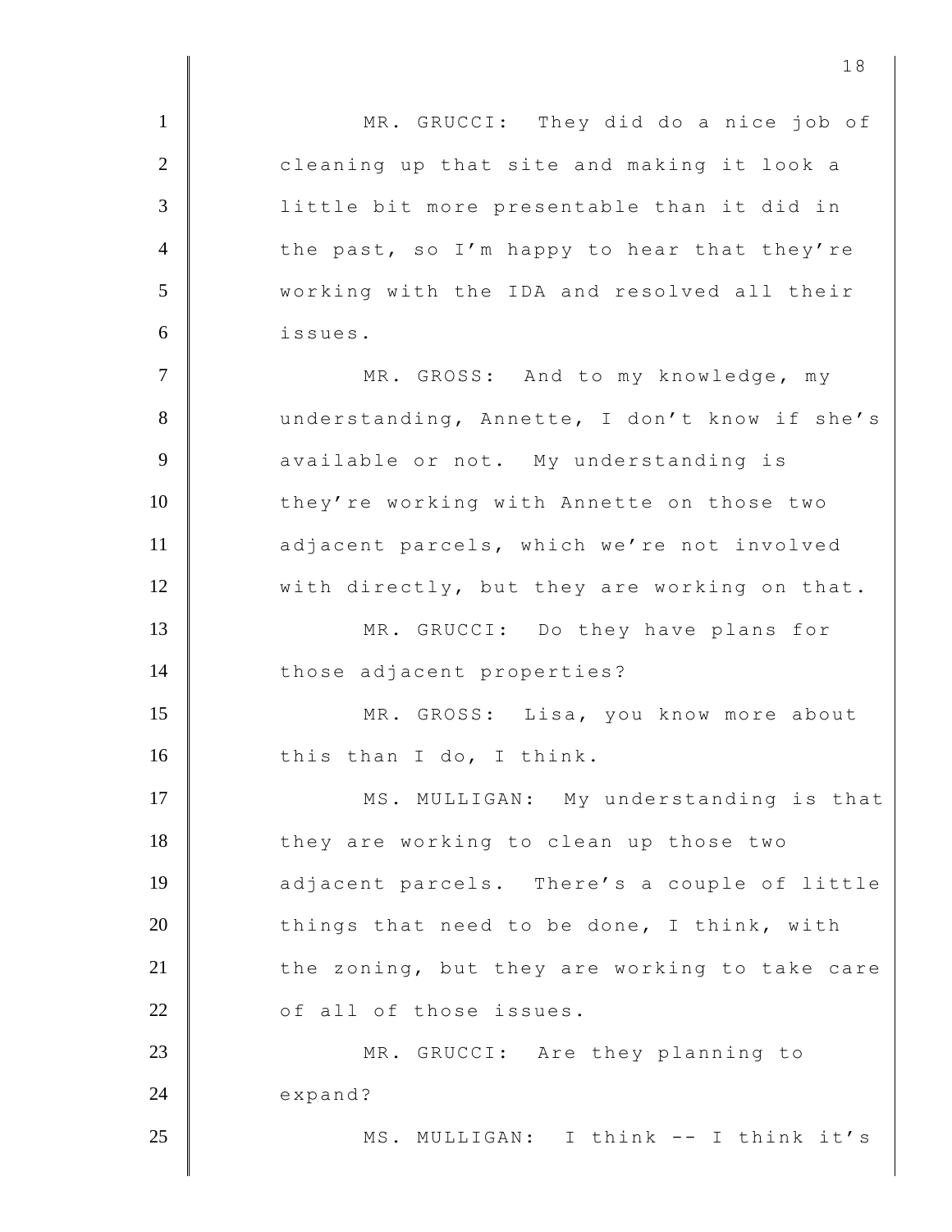MR. GRUCCI: They did do a nice job of cleaning up that site and making it look a little bit more presentable than it did in the past, so I'm happy to hear that they're working with the IDA and resolved all their issues.

MR. GROSS: And to my knowledge, my understanding, Annette, I don't know if she's available or not. My understanding is they're working with Annette on those two adjacent parcels, which we're not involved with directly, but they are working on that.

MR. GRUCCI: Do they have plans for those adjacent properties?

MR. GROSS: Lisa, you know more about this than I do, I think.

MS. MULLIGAN: My understanding is that they are working to clean up those two adjacent parcels. There's a couple of little things that need to be done, I think, with the zoning, but they are working to take care of all of those issues.

MR. GRUCCI: Are they planning to expand?

MS. MULLIGAN: I think -- I think it's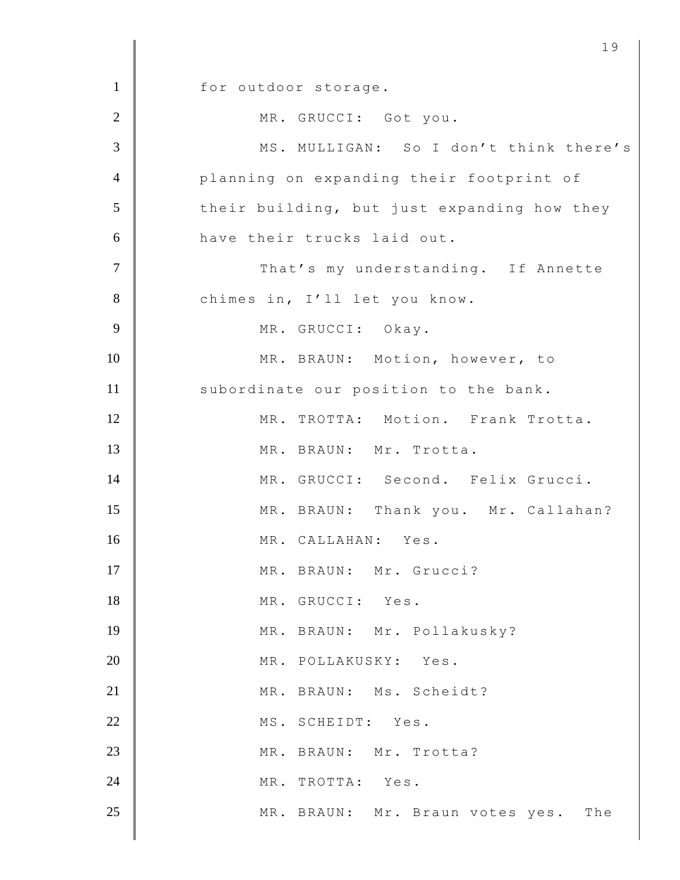for outdoor storage.

MR. GRUCCI: Got you.

MS. MULLIGAN: So I don't think there's planning on expanding their footprint of their building, but just expanding how they have their trucks laid out.

That's my understanding. If Annette chimes in, I'll let you know.

MR. GRUCCI: Okay.

MR. BRAUN: Motion, however, to subordinate our position to the bank.

MR. TROTTA: Motion. Frank Trotta.

MR. BRAUN: Mr. Trotta.

MR. GRUCCI: Second. Felix Grucci.

MR. BRAUN: Thank you. Mr. Callahan?

MR. CALLAHAN: Yes.

MR. BRAUN: Mr. Grucci?

MR. GRUCCI: Yes.

MR. BRAUN: Mr. Pollakusky?

MR. POLLAKUSKY: Yes.

MR. BRAUN: Ms. Scheidt?

MS. SCHEIDT: Yes.

MR. BRAUN: Mr. Trotta?

MR. TROTTA: Yes.

MR. BRAUN: Mr. Braun votes yes. The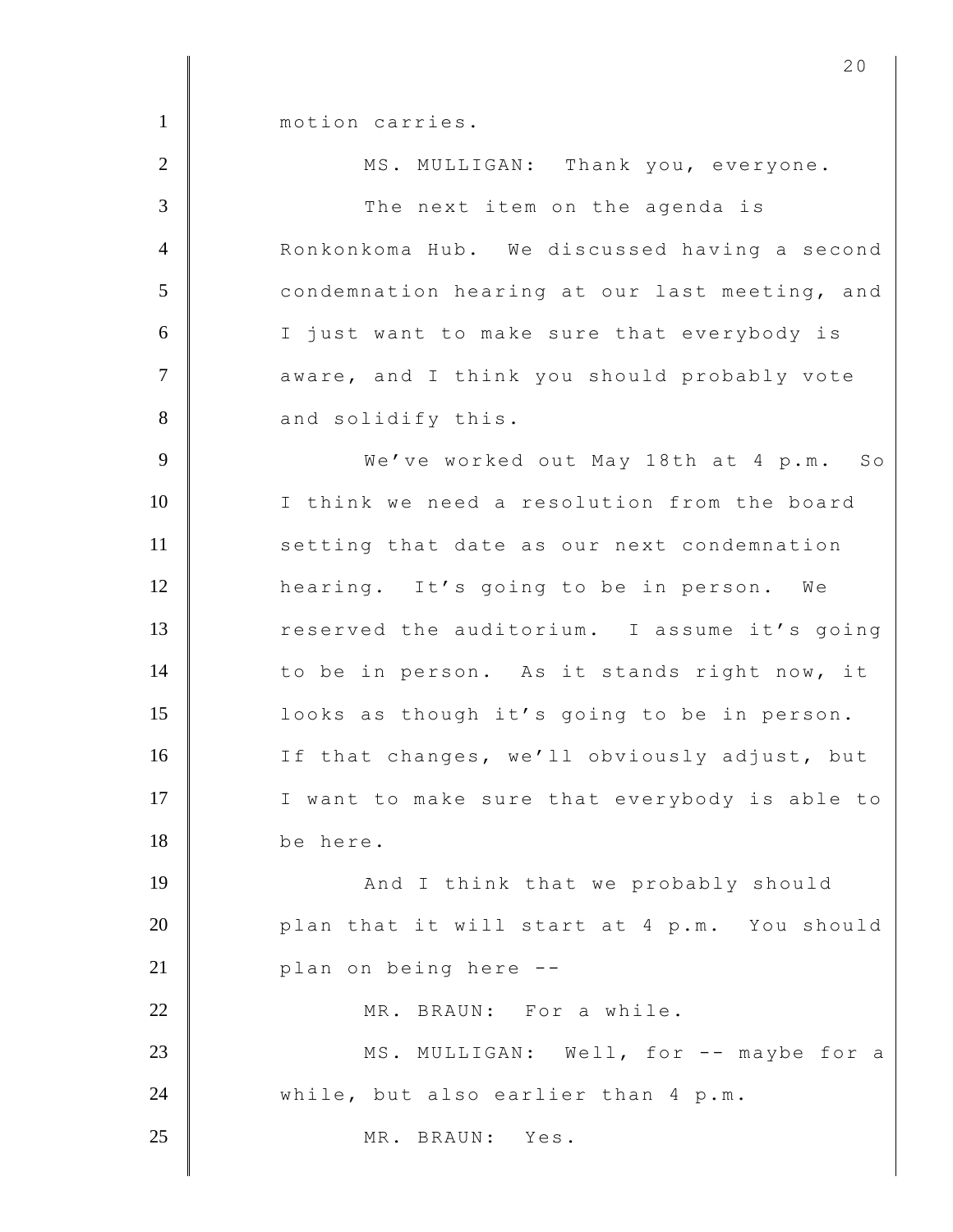motion carries.

MS. MULLIGAN: Thank you, everyone.

The next item on the agenda is Ronkonkoma Hub. We discussed having a second condemnation hearing at our last meeting, and I just want to make sure that everybody is aware, and I think you should probably vote and solidify this.

We've worked out May 18th at 4 p.m. So I think we need a resolution from the board setting that date as our next condemnation hearing. It's going to be in person. We reserved the auditorium. I assume it's going to be in person. As it stands right now, it looks as though it's going to be in person. If that changes, we'll obviously adjust, but I want to make sure that everybody is able to be here.

And I think that we probably should plan that it will start at 4 p.m. You should plan on being here --

MR. BRAUN: For a while.

MS. MULLIGAN: Well, for -- maybe for a while, but also earlier than 4 p.m.

MR. BRAUN: Yes.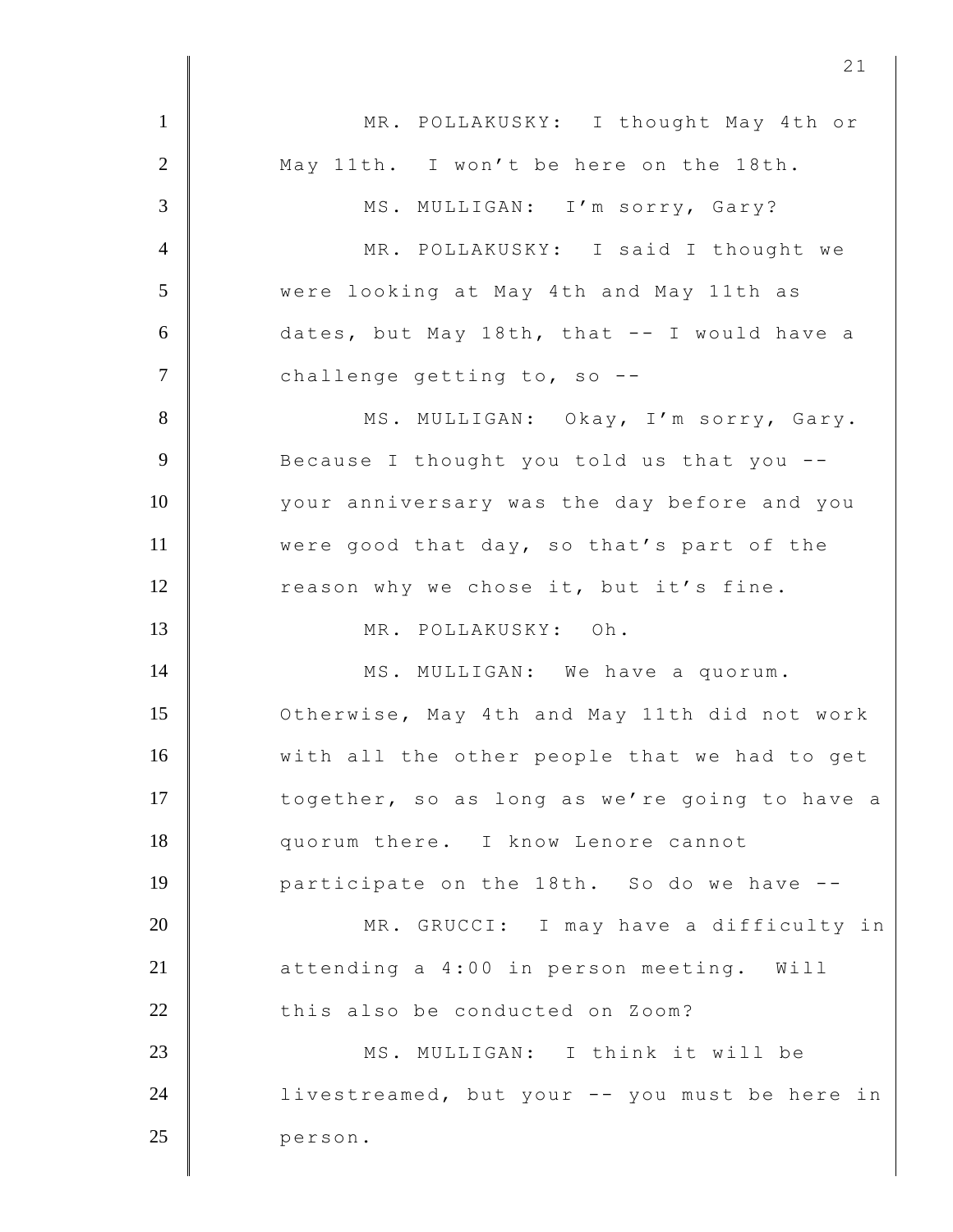MR. POLLAKUSKY: I thought May 4th or May 11th. I won't be here on the 18th.

MS. MULLIGAN: I'm sorry, Gary?

MR. POLLAKUSKY: I said I thought we were looking at May 4th and May 11th as dates, but May 18th, that -- I would have a challenge getting to, so --

MS. MULLIGAN: Okay, I'm sorry, Gary. Because I thought you told us that you -- your anniversary was the day before and you were good that day, so that's part of the reason why we chose it, but it's fine.

MR. POLLAKUSKY: Oh.

MS. MULLIGAN: We have a quorum. Otherwise, May 4th and May 11th did not work with all the other people that we had to get together, so as long as we're going to have a quorum there. I know Lenore cannot participate on the 18th. So do we have --

MR. GRUCCI: I may have a difficulty in attending a 4:00 in person meeting. Will this also be conducted on Zoom?

MS. MULLIGAN: I think it will be livestreamed, but your -- you must be here in person.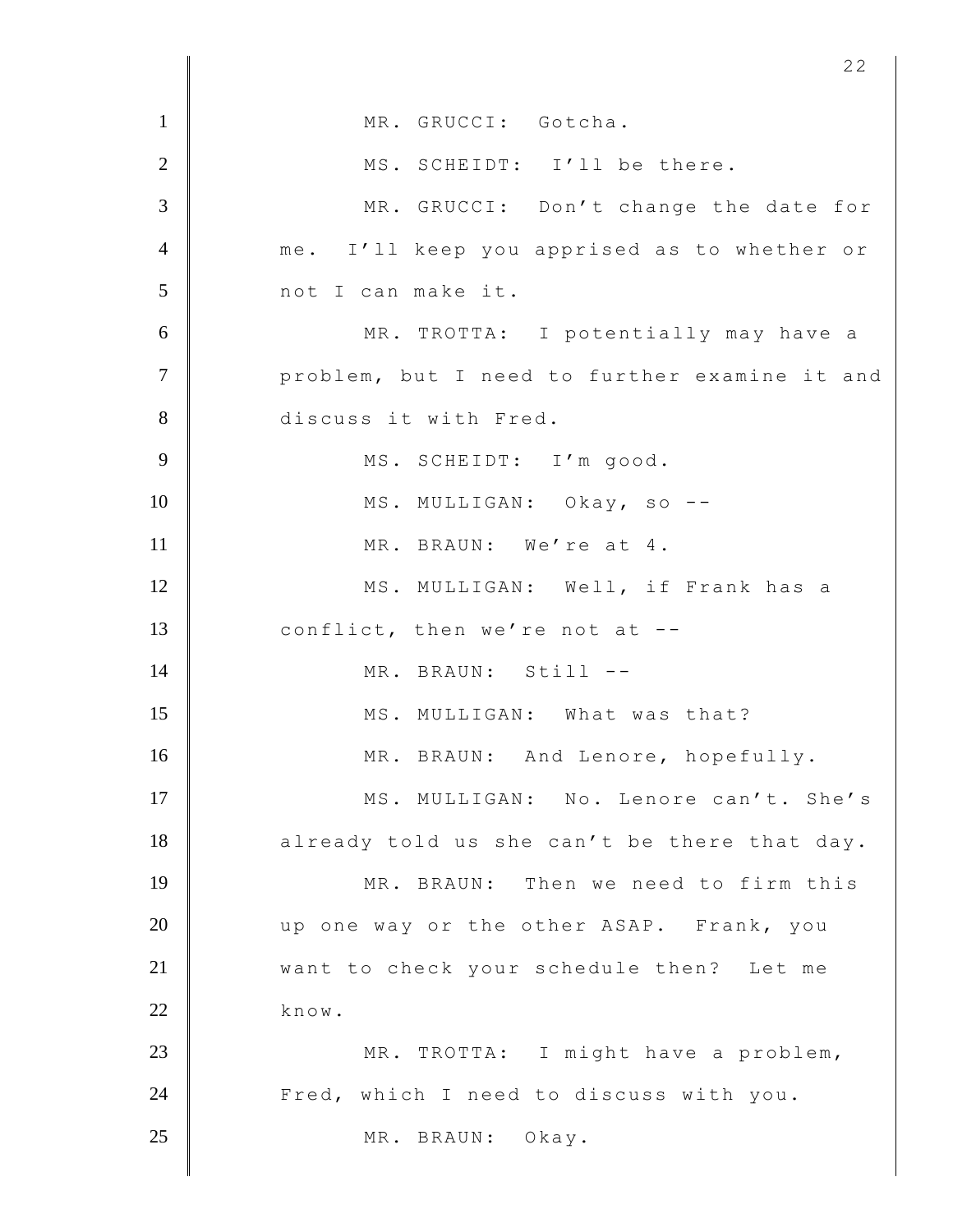MR. GRUCCI: Gotcha.

MS. SCHEIDT: I'll be there.

MR. GRUCCI: Don't change the date for me. I'll keep you apprised as to whether or not I can make it.

MR. TROTTA: I potentially may have a problem, but I need to further examine it and discuss it with Fred.

MS. SCHEIDT: I'm good.

MS. MULLIGAN: Okay, so --

MR. BRAUN: We're at 4.

MS. MULLIGAN: Well, if Frank has a conflict, then we're not at --

MR. BRAUN: Still --

MS. MULLIGAN: What was that?

MR. BRAUN: And Lenore, hopefully.

MS. MULLIGAN: No. Lenore can't. She's already told us she can't be there that day.

MR. BRAUN: Then we need to firm this up one way or the other ASAP. Frank, you want to check your schedule then? Let me know.

MR. TROTTA: I might have a problem, Fred, which I need to discuss with you.

MR. BRAUN: Okay.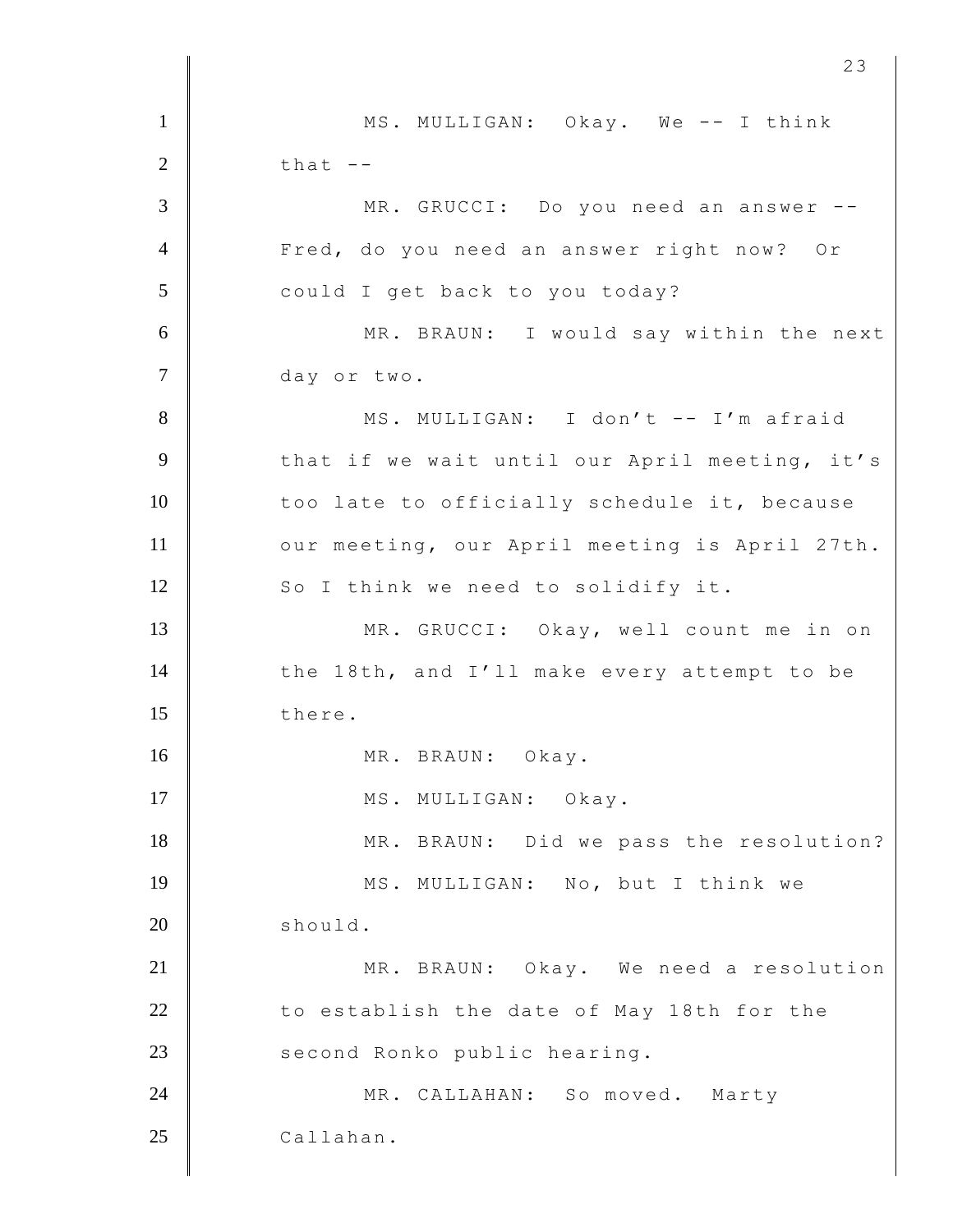MS. MULLIGAN: Okay. We -- I think that --

MR. GRUCCI: Do you need an answer -- Fred, do you need an answer right now? Or could I get back to you today?

MR. BRAUN: I would say within the next day or two.

MS. MULLIGAN: I don't -- I'm afraid that if we wait until our April meeting, it's too late to officially schedule it, because our meeting, our April meeting is April 27th. So I think we need to solidify it.

MR. GRUCCI: Okay, well count me in on the 18th, and I'll make every attempt to be there.

MR. BRAUN: Okay.

MS. MULLIGAN: Okay.

MR. BRAUN: Did we pass the resolution?

MS. MULLIGAN: No, but I think we should.

MR. BRAUN: Okay. We need a resolution to establish the date of May 18th for the second Ronko public hearing.

MR. CALLAHAN: So moved. Marty Callahan.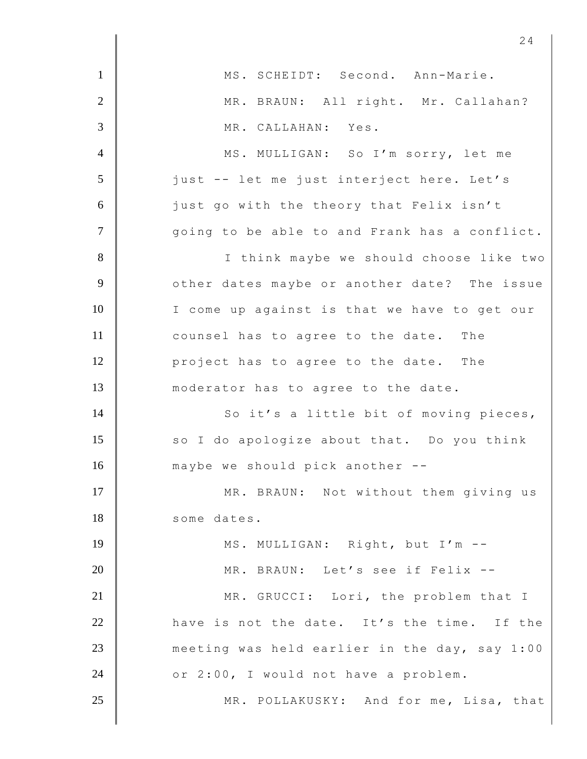MS. SCHEIDT: Second. Ann-Marie.

MR. BRAUN: All right. Mr. Callahan?

MR. CALLAHAN: Yes.

MS. MULLIGAN: So I'm sorry, let me just -- let me just interject here. Let's just go with the theory that Felix isn't going to be able to and Frank has a conflict.

I think maybe we should choose like two other dates maybe or another date? The issue I come up against is that we have to get our counsel has to agree to the date. The project has to agree to the date. The moderator has to agree to the date.

So it's a little bit of moving pieces, so I do apologize about that. Do you think maybe we should pick another --

MR. BRAUN: Not without them giving us some dates.

MS. MULLIGAN: Right, but I'm --

MR. BRAUN: Let's see if Felix --

MR. GRUCCI: Lori, the problem that I have is not the date. It's the time. If the meeting was held earlier in the day, say 1:00 or 2:00, I would not have a problem.

MR. POLLAKUSKY: And for me, Lisa, that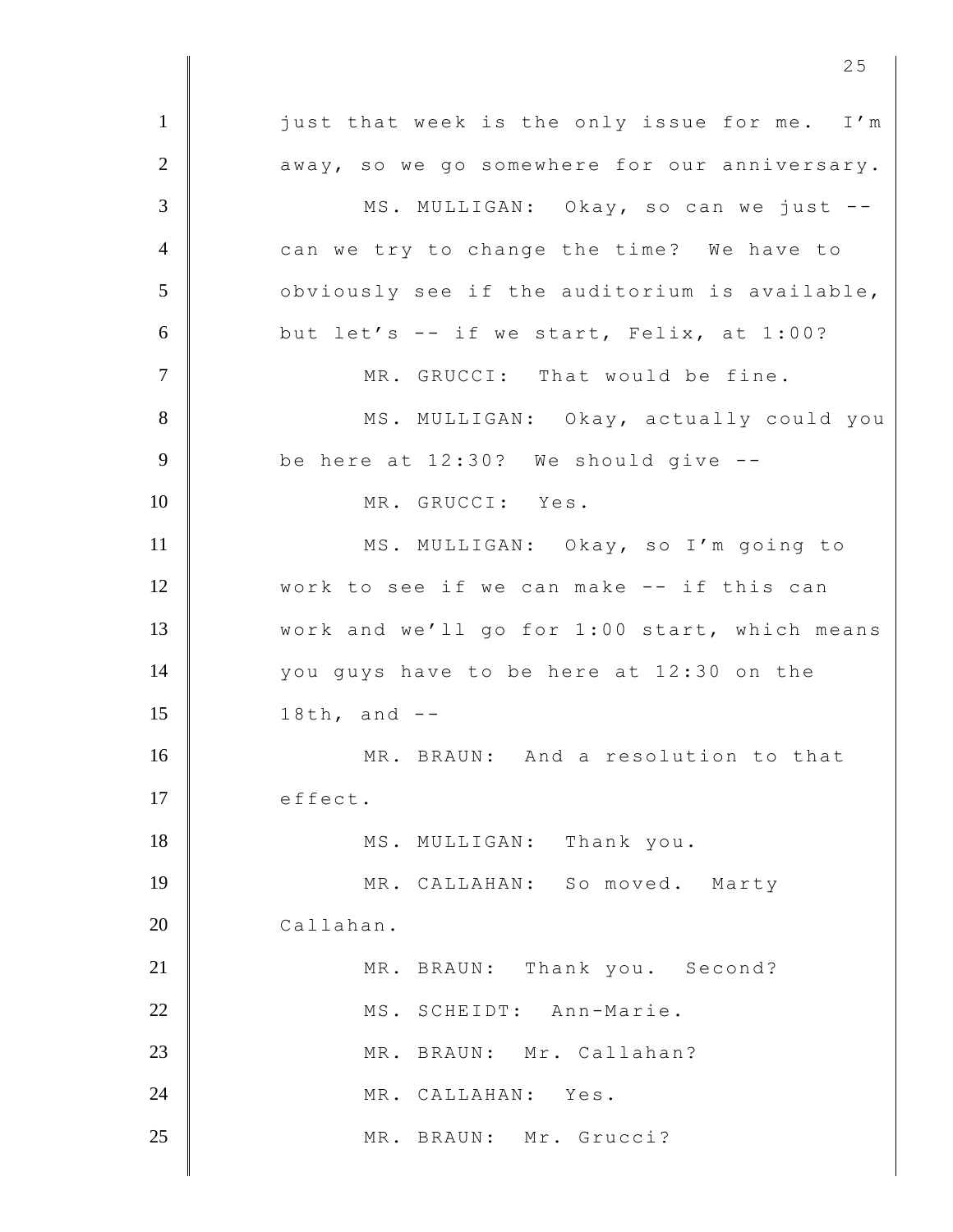just that week is the only issue for me. I'm away, so we go somewhere for our anniversary.

MS. MULLIGAN: Okay, so can we just -- can we try to change the time? We have to obviously see if the auditorium is available, but let's -- if we start, Felix, at 1:00?

MR. GRUCCI: That would be fine.

MS. MULLIGAN: Okay, actually could you be here at 12:30? We should give --

MR. GRUCCI: Yes.

MS. MULLIGAN: Okay, so I'm going to work to see if we can make -- if this can work and we'll go for 1:00 start, which means you guys have to be here at 12:30 on the 18th, and --

MR. BRAUN: And a resolution to that effect.

MS. MULLIGAN: Thank you.

MR. CALLAHAN: So moved. Marty Callahan.

MR. BRAUN: Thank you. Second?

MS. SCHEIDT: Ann-Marie.

MR. BRAUN: Mr. Callahan?

MR. CALLAHAN: Yes.

MR. BRAUN: Mr. Grucci?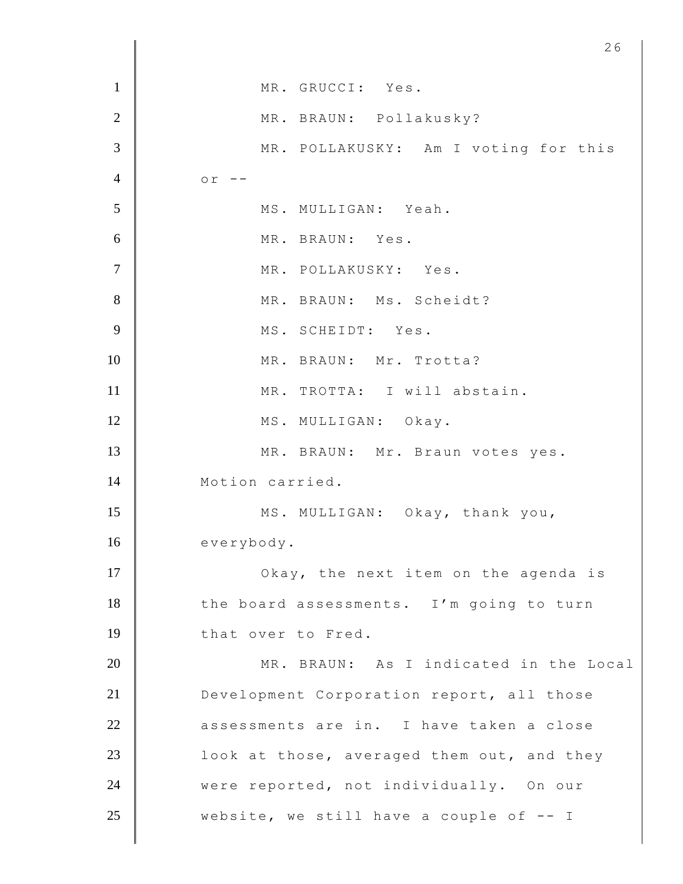MR. GRUCCI: Yes.

MR. BRAUN: Pollakusky?

MR. POLLAKUSKY: Am I voting for this or --

MS. MULLIGAN: Yeah.

MR. BRAUN: Yes.

MR. POLLAKUSKY: Yes.

MR. BRAUN: Ms. Scheidt?

MS. SCHEIDT: Yes.

MR. BRAUN: Mr. Trotta?

MR. TROTTA: I will abstain.

MS. MULLIGAN: Okay.

MR. BRAUN: Mr. Braun votes yes. Motion carried.

MS. MULLIGAN: Okay, thank you, everybody.

Okay, the next item on the agenda is the board assessments. I'm going to turn that over to Fred.

MR. BRAUN: As I indicated in the Local Development Corporation report, all those assessments are in. I have taken a close look at those, averaged them out, and they were reported, not individually. On our website, we still have a couple of -- I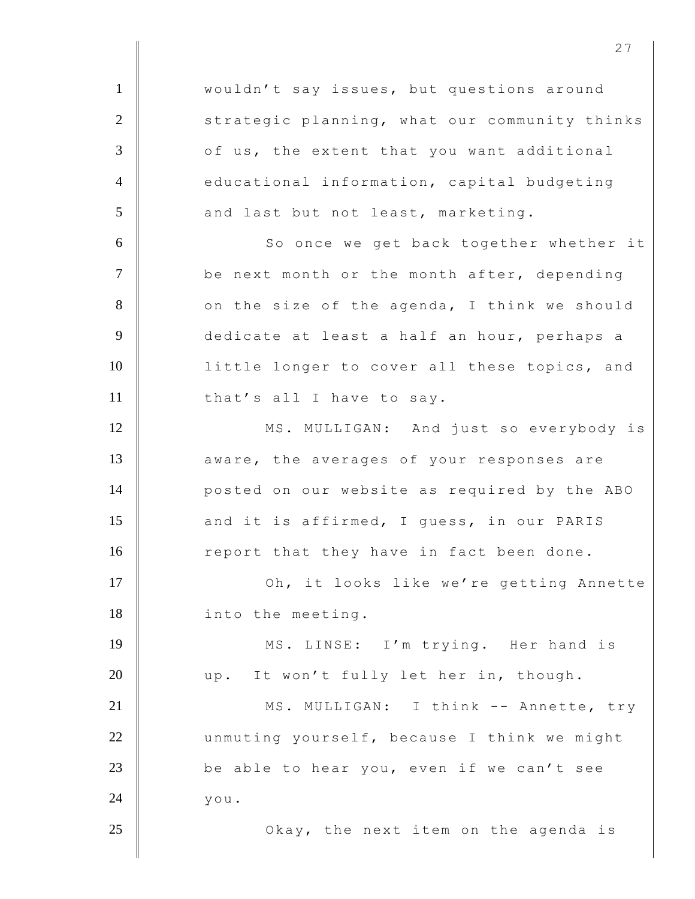wouldn't say issues, but questions around strategic planning, what our community thinks of us, the extent that you want additional educational information, capital budgeting and last but not least, marketing.

So once we get back together whether it be next month or the month after, depending on the size of the agenda, I think we should dedicate at least a half an hour, perhaps a little longer to cover all these topics, and that's all I have to say.

MS. MULLIGAN: And just so everybody is aware, the averages of your responses are posted on our website as required by the ABO and it is affirmed, I guess, in our PARIS report that they have in fact been done.

Oh, it looks like we're getting Annette into the meeting.

MS. LINSE: I'm trying. Her hand is up. It won't fully let her in, though.

MS. MULLIGAN: I think -- Annette, try unmuting yourself, because I think we might be able to hear you, even if we can't see you.

Okay, the next item on the agenda is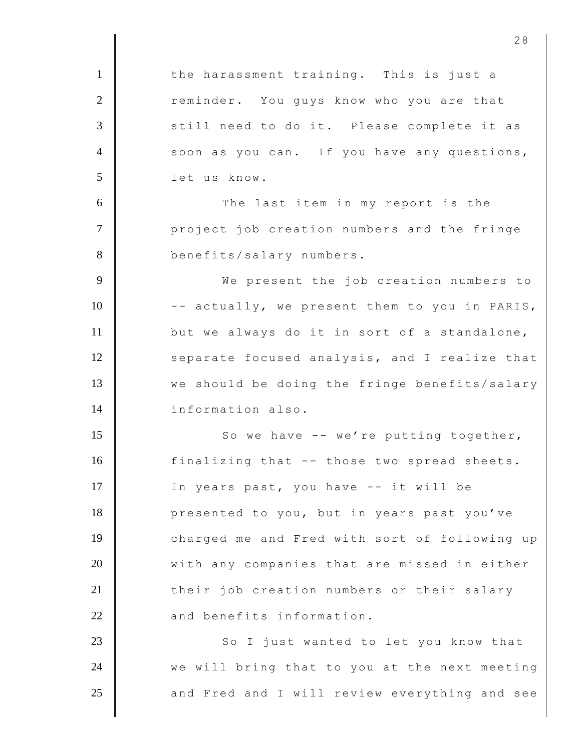the harassment training. This is just a reminder. You guys know who you are that still need to do it. Please complete it as soon as you can. If you have any questions, let us know.

The last item in my report is the project job creation numbers and the fringe benefits/salary numbers.

We present the job creation numbers to -- actually, we present them to you in PARIS, but we always do it in sort of a standalone, separate focused analysis, and I realize that we should be doing the fringe benefits/salary information also.

So we have -- we're putting together, finalizing that -- those two spread sheets. In years past, you have -- it will be presented to you, but in years past you've charged me and Fred with sort of following up with any companies that are missed in either their job creation numbers or their salary and benefits information.

So I just wanted to let you know that we will bring that to you at the next meeting and Fred and I will review everything and see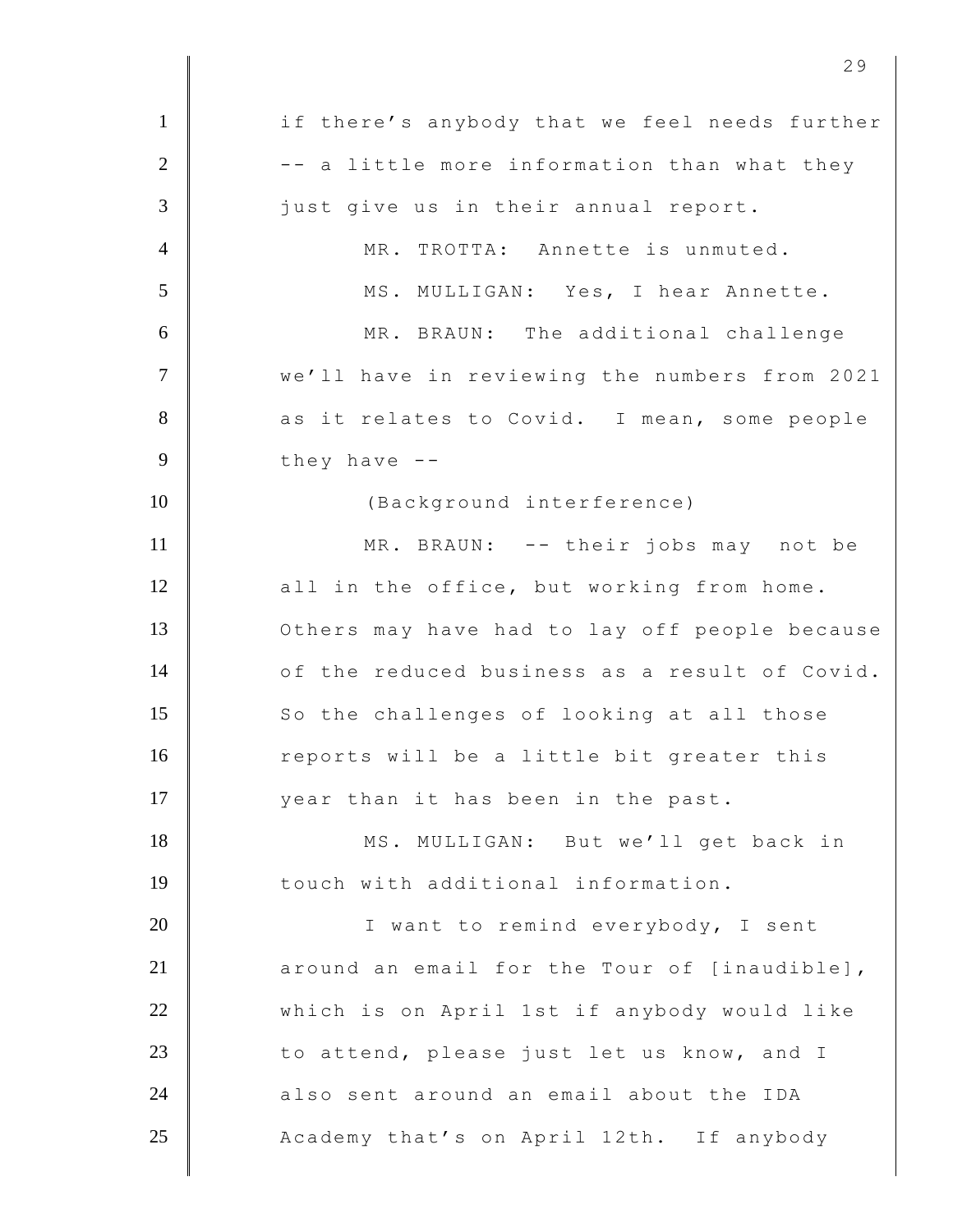if there's anybody that we feel needs further -- a little more information than what they just give us in their annual report.

MR. TROTTA: Annette is unmuted.

MS. MULLIGAN: Yes, I hear Annette.

MR. BRAUN: The additional challenge we'll have in reviewing the numbers from 2021 as it relates to Covid. I mean, some people they have --

(Background interference)

MR. BRAUN: -- their jobs may not be all in the office, but working from home. Others may have had to lay off people because of the reduced business as a result of Covid. So the challenges of looking at all those reports will be a little bit greater this year than it has been in the past.

MS. MULLIGAN: But we'll get back in touch with additional information.

I want to remind everybody, I sent around an email for the Tour of [inaudible], which is on April 1st if anybody would like to attend, please just let us know, and I also sent around an email about the IDA Academy that's on April 12th. If anybody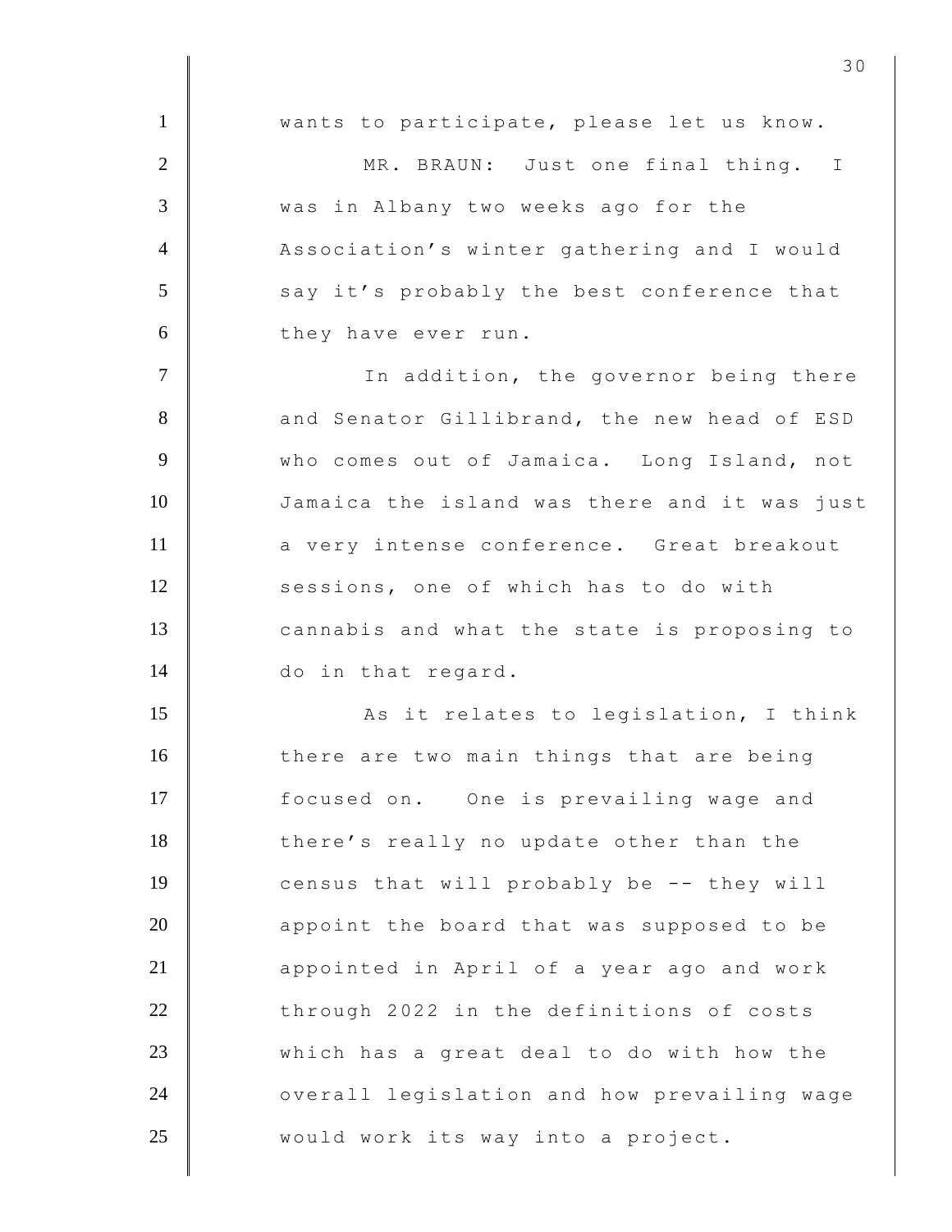wants to participate, please let us know.

MR. BRAUN: Just one final thing. I was in Albany two weeks ago for the Association's winter gathering and I would say it's probably the best conference that they have ever run.

In addition, the governor being there and Senator Gillibrand, the new head of ESD who comes out of Jamaica. Long Island, not Jamaica the island was there and it was just a very intense conference. Great breakout sessions, one of which has to do with cannabis and what the state is proposing to do in that regard.

As it relates to legislation, I think there are two main things that are being focused on. One is prevailing wage and there's really no update other than the census that will probably be -- they will appoint the board that was supposed to be appointed in April of a year ago and work through 2022 in the definitions of costs which has a great deal to do with how the overall legislation and how prevailing wage would work its way into a project.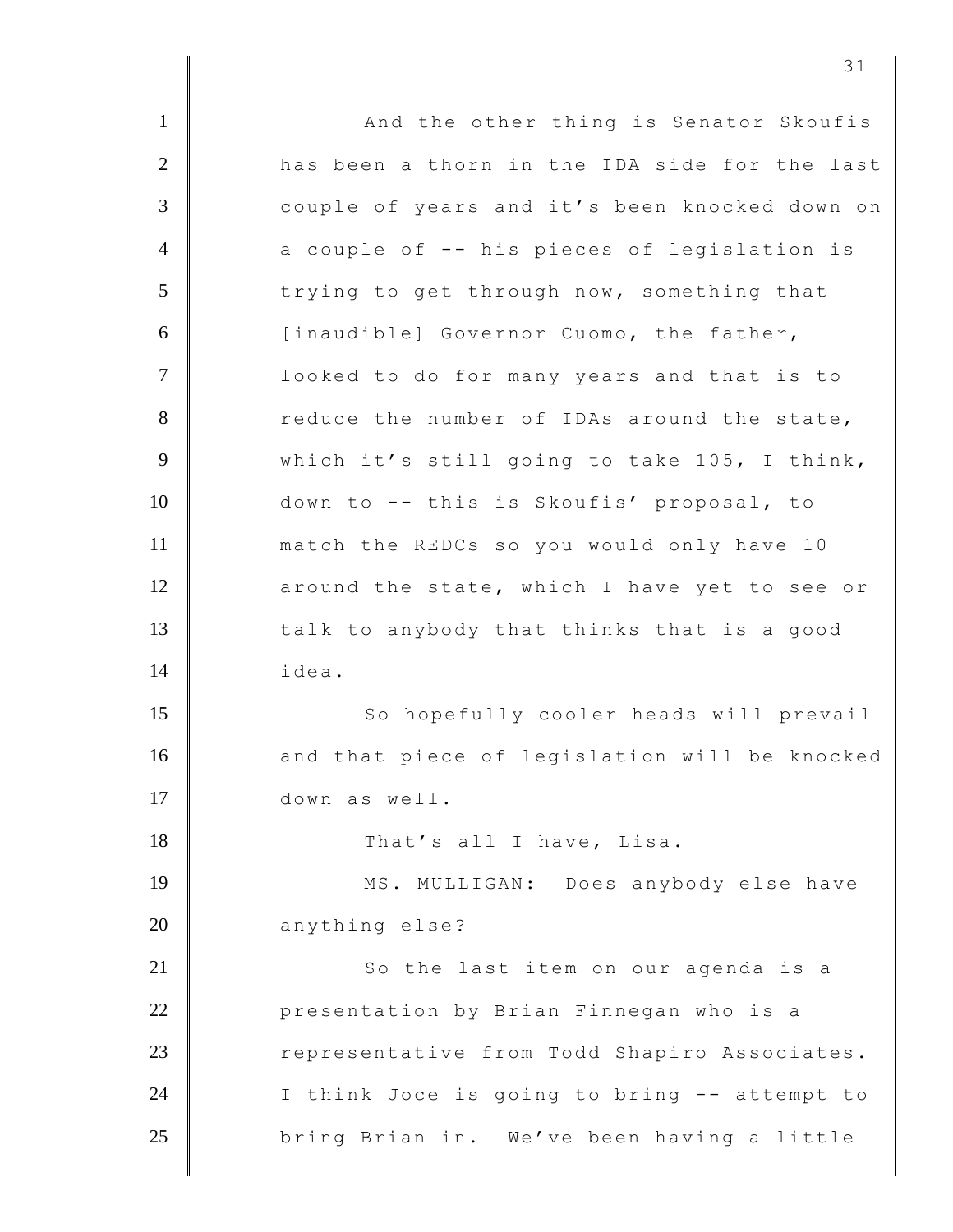And the other thing is Senator Skoufis has been a thorn in the IDA side for the last couple of years and it's been knocked down on a couple of -- his pieces of legislation is trying to get through now, something that [inaudible] Governor Cuomo, the father, looked to do for many years and that is to reduce the number of IDAs around the state, which it's still going to take 105, I think, down to -- this is Skoufis' proposal, to match the REDCs so you would only have 10 around the state, which I have yet to see or talk to anybody that thinks that is a good idea.

So hopefully cooler heads will prevail and that piece of legislation will be knocked down as well.

That's all I have, Lisa.

MS. MULLIGAN: Does anybody else have anything else?

So the last item on our agenda is a presentation by Brian Finnegan who is a representative from Todd Shapiro Associates. I think Joce is going to bring -- attempt to bring Brian in. We've been having a little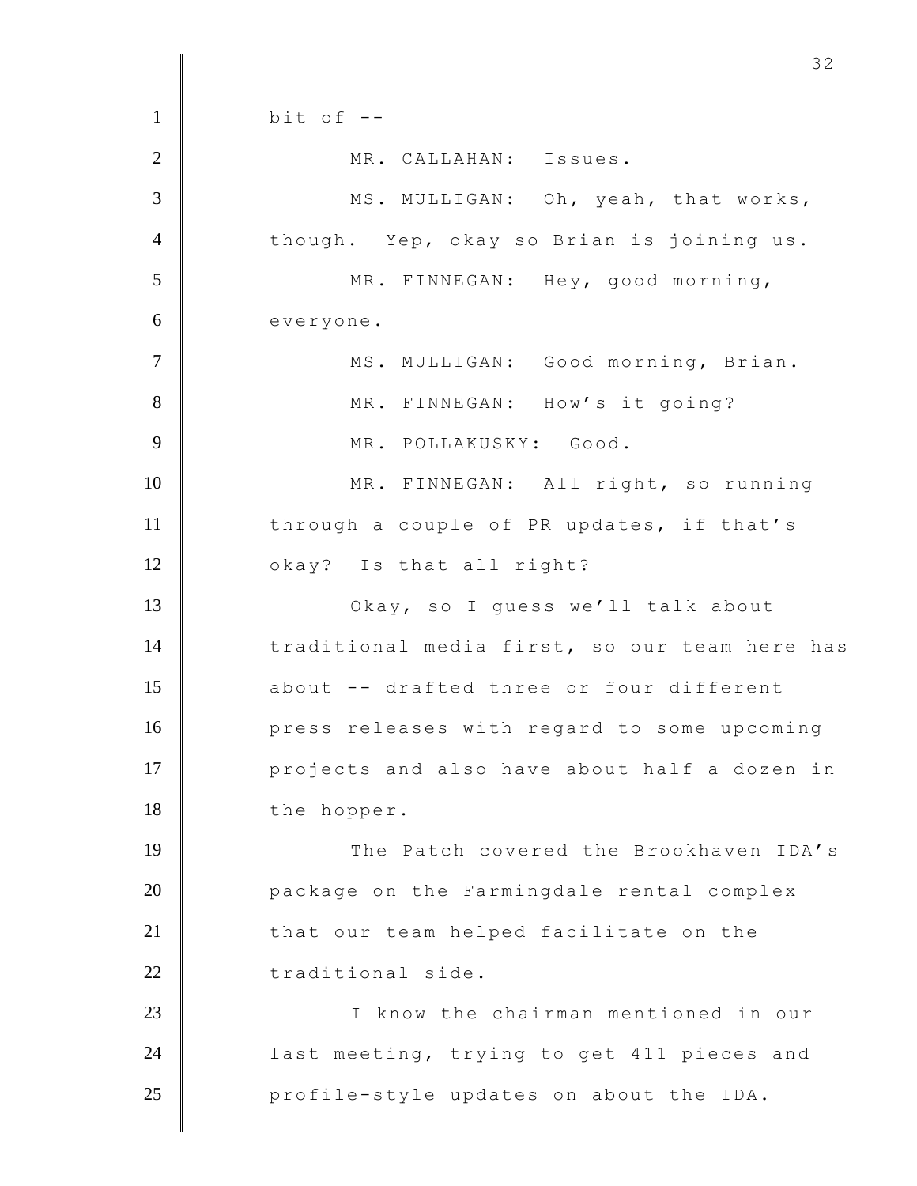bit of --

MR. CALLAHAN: Issues.

MS. MULLIGAN: Oh, yeah, that works, though. Yep, okay so Brian is joining us.

MR. FINNEGAN: Hey, good morning, everyone.

MS. MULLIGAN: Good morning, Brian.

MR. FINNEGAN: How's it going?

MR. POLLAKUSKY: Good.

MR. FINNEGAN: All right, so running through a couple of PR updates, if that's okay? Is that all right?

Okay, so I guess we'll talk about traditional media first, so our team here has about -- drafted three or four different press releases with regard to some upcoming projects and also have about half a dozen in the hopper.

The Patch covered the Brookhaven IDA's package on the Farmingdale rental complex that our team helped facilitate on the traditional side.

I know the chairman mentioned in our last meeting, trying to get 411 pieces and profile-style updates on about the IDA.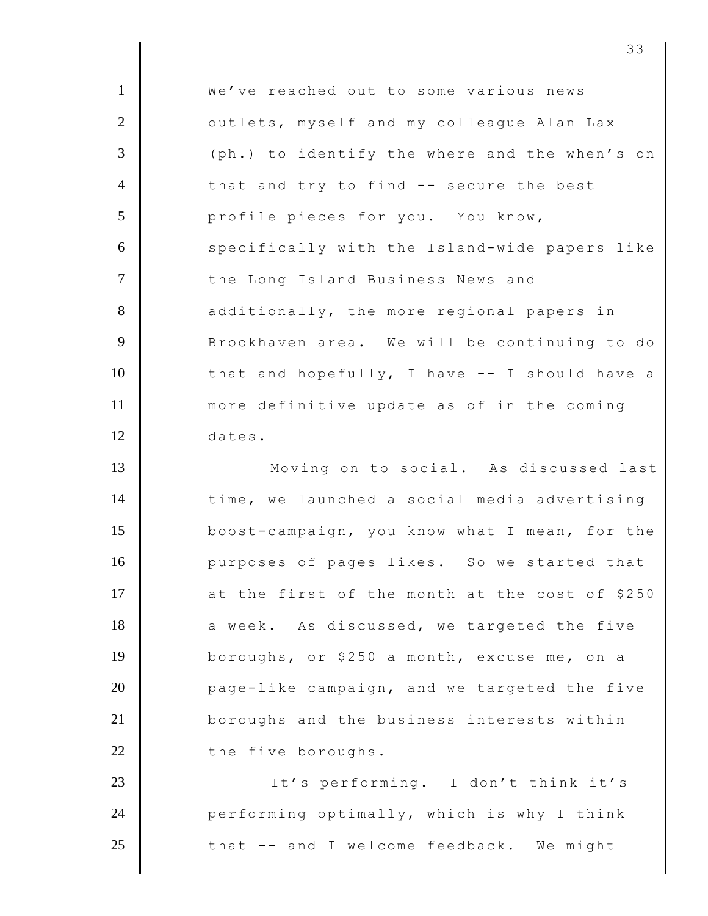We've reached out to some various news outlets, myself and my colleague Alan Lax (ph.) to identify the where and the when's on that and try to find -- secure the best profile pieces for you. You know, specifically with the Island-wide papers like the Long Island Business News and additionally, the more regional papers in Brookhaven area. We will be continuing to do that and hopefully, I have -- I should have a more definitive update as of in the coming dates.

Moving on to social. As discussed last time, we launched a social media advertising boost-campaign, you know what I mean, for the purposes of pages likes. So we started that at the first of the month at the cost of $250 a week. As discussed, we targeted the five boroughs, or $250 a month, excuse me, on a page-like campaign, and we targeted the five boroughs and the business interests within the five boroughs.

It's performing. I don't think it's performing optimally, which is why I think that -- and I welcome feedback. We might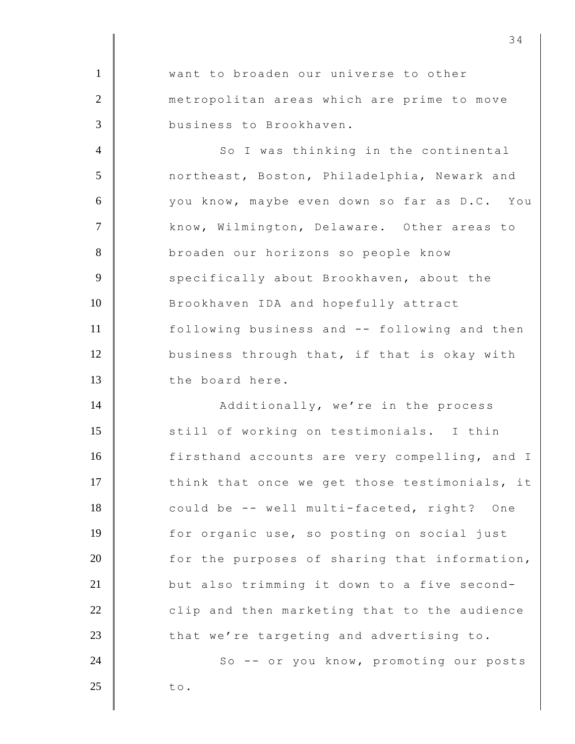want to broaden our universe to other metropolitan areas which are prime to move business to Brookhaven.

So I was thinking in the continental northeast, Boston, Philadelphia, Newark and you know, maybe even down so far as D.C. You know, Wilmington, Delaware. Other areas to broaden our horizons so people know specifically about Brookhaven, about the Brookhaven IDA and hopefully attract following business and -- following and then business through that, if that is okay with the board here.

Additionally, we're in the process still of working on testimonials. I thin firsthand accounts are very compelling, and I think that once we get those testimonials, it could be -- well multi-faceted, right? One for organic use, so posting on social just for the purposes of sharing that information, but also trimming it down to a five second-clip and then marketing that to the audience that we're targeting and advertising to.

So -- or you know, promoting our posts to.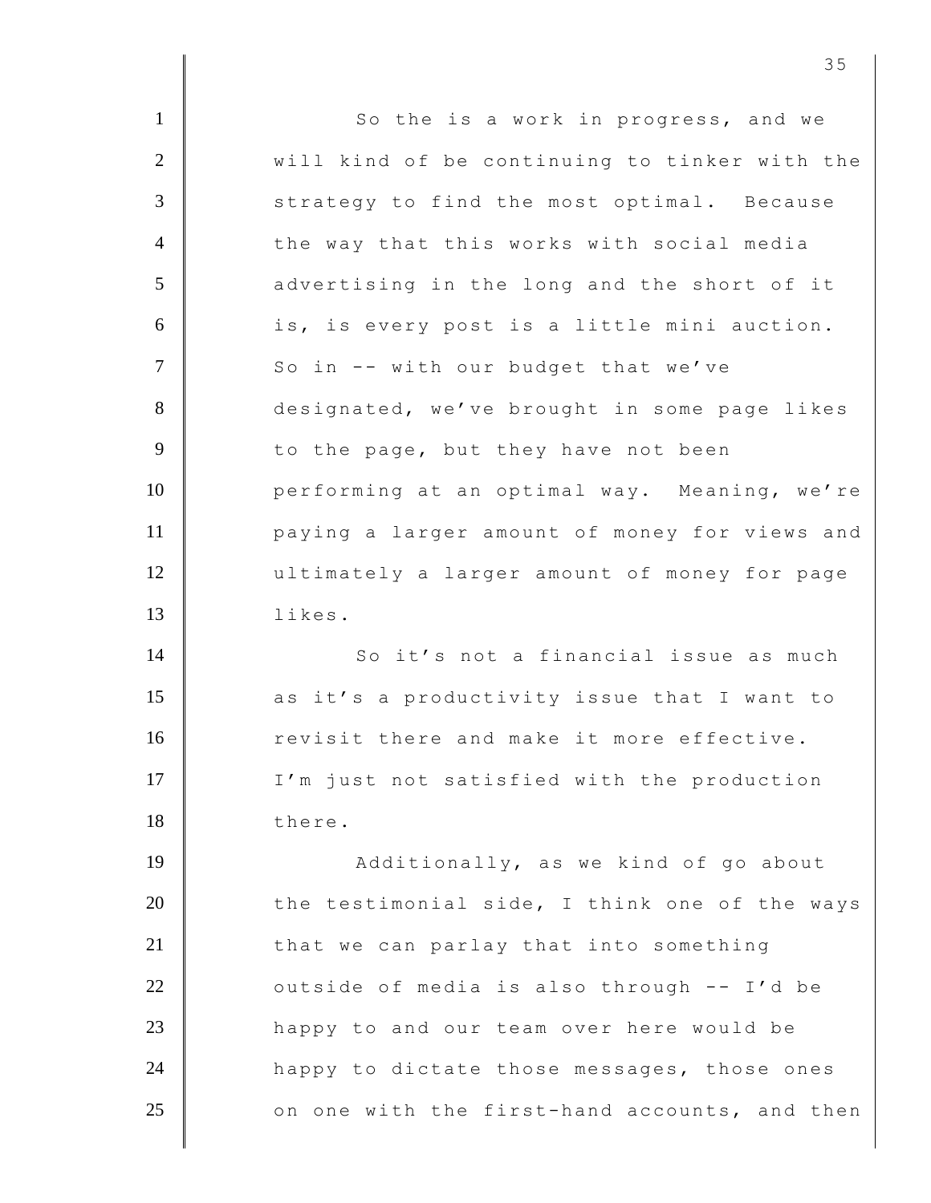So the is a work in progress, and we will kind of be continuing to tinker with the strategy to find the most optimal. Because the way that this works with social media advertising in the long and the short of it is, is every post is a little mini auction. So in -- with our budget that we've designated, we've brought in some page likes to the page, but they have not been performing at an optimal way. Meaning, we're paying a larger amount of money for views and ultimately a larger amount of money for page likes.

So it's not a financial issue as much as it's a productivity issue that I want to revisit there and make it more effective. I'm just not satisfied with the production there.

Additionally, as we kind of go about the testimonial side, I think one of the ways that we can parlay that into something outside of media is also through -- I'd be happy to and our team over here would be happy to dictate those messages, those ones on one with the first-hand accounts, and then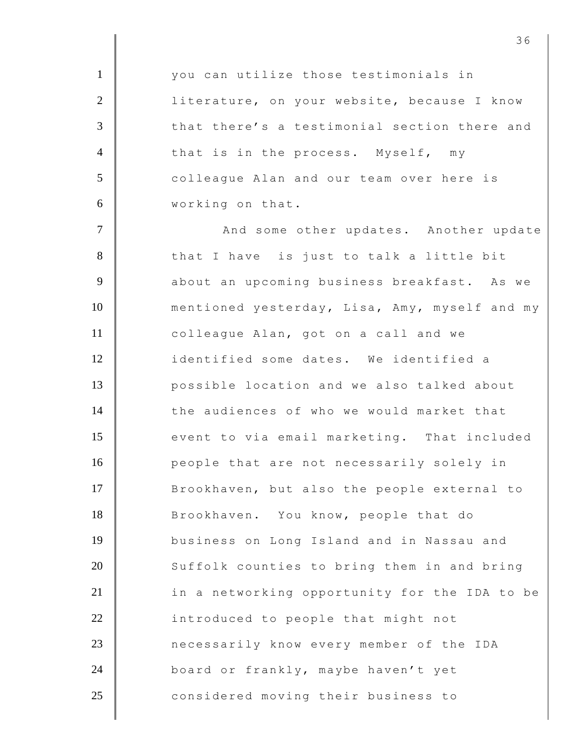you can utilize those testimonials in literature, on your website, because I know that there's a testimonial section there and that is in the process. Myself, my colleague Alan and our team over here is working on that.

And some other updates. Another update that I have is just to talk a little bit about an upcoming business breakfast. As we mentioned yesterday, Lisa, Amy, myself and my colleague Alan, got on a call and we identified some dates. We identified a possible location and we also talked about the audiences of who we would market that event to via email marketing. That included people that are not necessarily solely in Brookhaven, but also the people external to Brookhaven. You know, people that do business on Long Island and in Nassau and Suffolk counties to bring them in and bring in a networking opportunity for the IDA to be introduced to people that might not necessarily know every member of the IDA board or frankly, maybe haven't yet considered moving their business to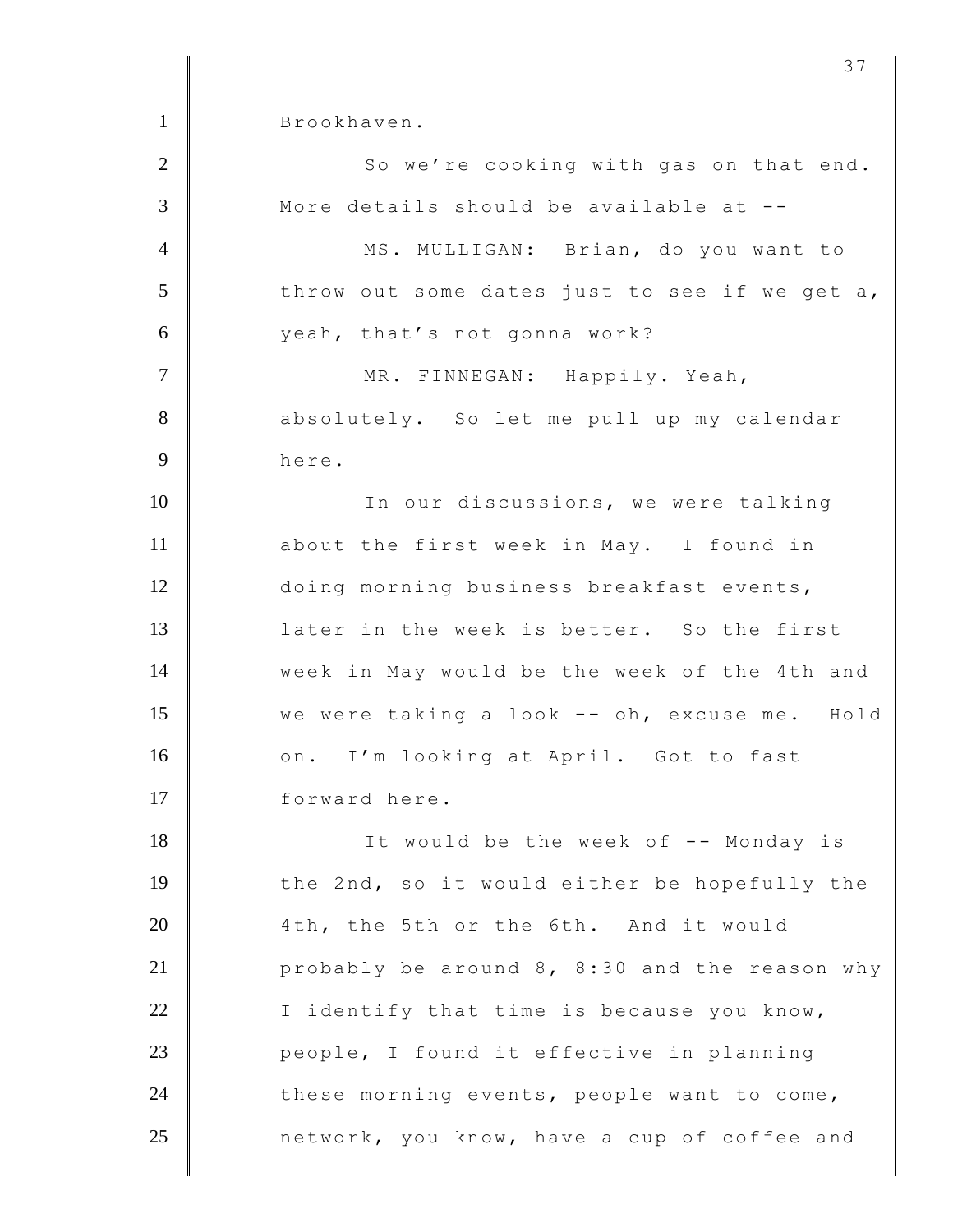Brookhaven.

So we're cooking with gas on that end. More details should be available at --

MS. MULLIGAN: Brian, do you want to throw out some dates just to see if we get a, yeah, that's not gonna work?

MR. FINNEGAN: Happily. Yeah, absolutely. So let me pull up my calendar here.

In our discussions, we were talking about the first week in May. I found in doing morning business breakfast events, later in the week is better. So the first week in May would be the week of the 4th and we were taking a look -- oh, excuse me. Hold on. I'm looking at April. Got to fast forward here.

It would be the week of -- Monday is the 2nd, so it would either be hopefully the 4th, the 5th or the 6th. And it would probably be around 8, 8:30 and the reason why I identify that time is because you know, people, I found it effective in planning these morning events, people want to come, network, you know, have a cup of coffee and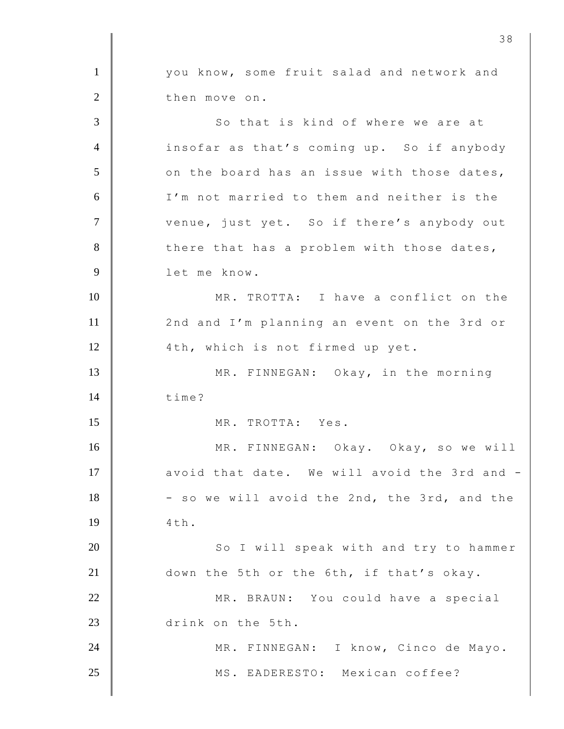you know, some fruit salad and network and then move on.

So that is kind of where we are at insofar as that's coming up. So if anybody on the board has an issue with those dates, I'm not married to them and neither is the venue, just yet. So if there's anybody out there that has a problem with those dates, let me know.

MR. TROTTA: I have a conflict on the 2nd and I'm planning an event on the 3rd or 4th, which is not firmed up yet.

MR. FINNEGAN: Okay, in the morning time?

MR. TROTTA: Yes.

MR. FINNEGAN: Okay. Okay, so we will avoid that date. We will avoid the 3rd and -- so we will avoid the 2nd, the 3rd, and the 4th.

So I will speak with and try to hammer down the 5th or the 6th, if that's okay.

MR. BRAUN: You could have a special drink on the 5th.

MR. FINNEGAN: I know, Cinco de Mayo.

MS. EADERESTO: Mexican coffee?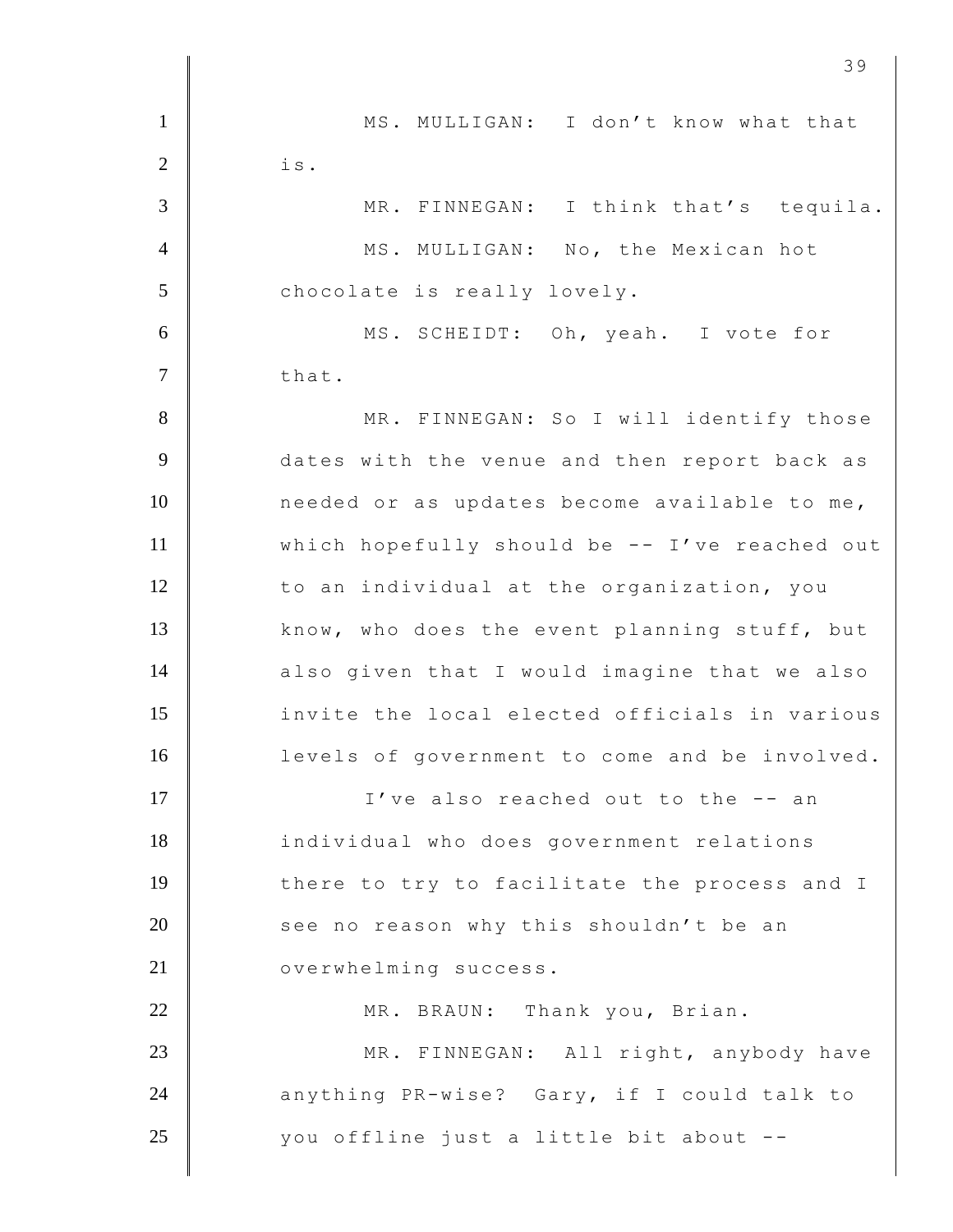MS. MULLIGAN: I don't know what that is.

MR. FINNEGAN: I think that's tequila.

MS. MULLIGAN: No, the Mexican hot chocolate is really lovely.

MS. SCHEIDT: Oh, yeah. I vote for that.

MR. FINNEGAN: So I will identify those dates with the venue and then report back as needed or as updates become available to me, which hopefully should be -- I've reached out to an individual at the organization, you know, who does the event planning stuff, but also given that I would imagine that we also invite the local elected officials in various levels of government to come and be involved.

I've also reached out to the -- an individual who does government relations there to try to facilitate the process and I see no reason why this shouldn't be an overwhelming success.

MR. BRAUN: Thank you, Brian.

MR. FINNEGAN: All right, anybody have anything PR-wise? Gary, if I could talk to you offline just a little bit about --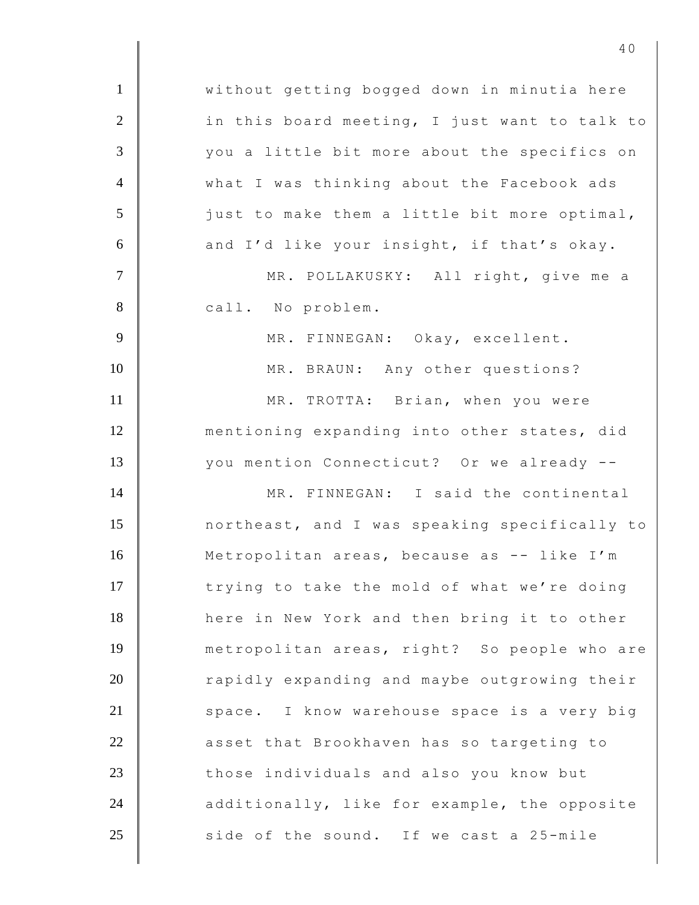without getting bogged down in minutia here in this board meeting, I just want to talk to you a little bit more about the specifics on what I was thinking about the Facebook ads just to make them a little bit more optimal, and I'd like your insight, if that's okay.

MR. POLLAKUSKY: All right, give me a call. No problem.

MR. FINNEGAN: Okay, excellent.

MR. BRAUN: Any other questions?

MR. TROTTA: Brian, when you were mentioning expanding into other states, did you mention Connecticut? Or we already --

MR. FINNEGAN: I said the continental northeast, and I was speaking specifically to Metropolitan areas, because as -- like I'm trying to take the mold of what we're doing here in New York and then bring it to other metropolitan areas, right? So people who are rapidly expanding and maybe outgrowing their space. I know warehouse space is a very big asset that Brookhaven has so targeting to those individuals and also you know but additionally, like for example, the opposite side of the sound. If we cast a 25-mile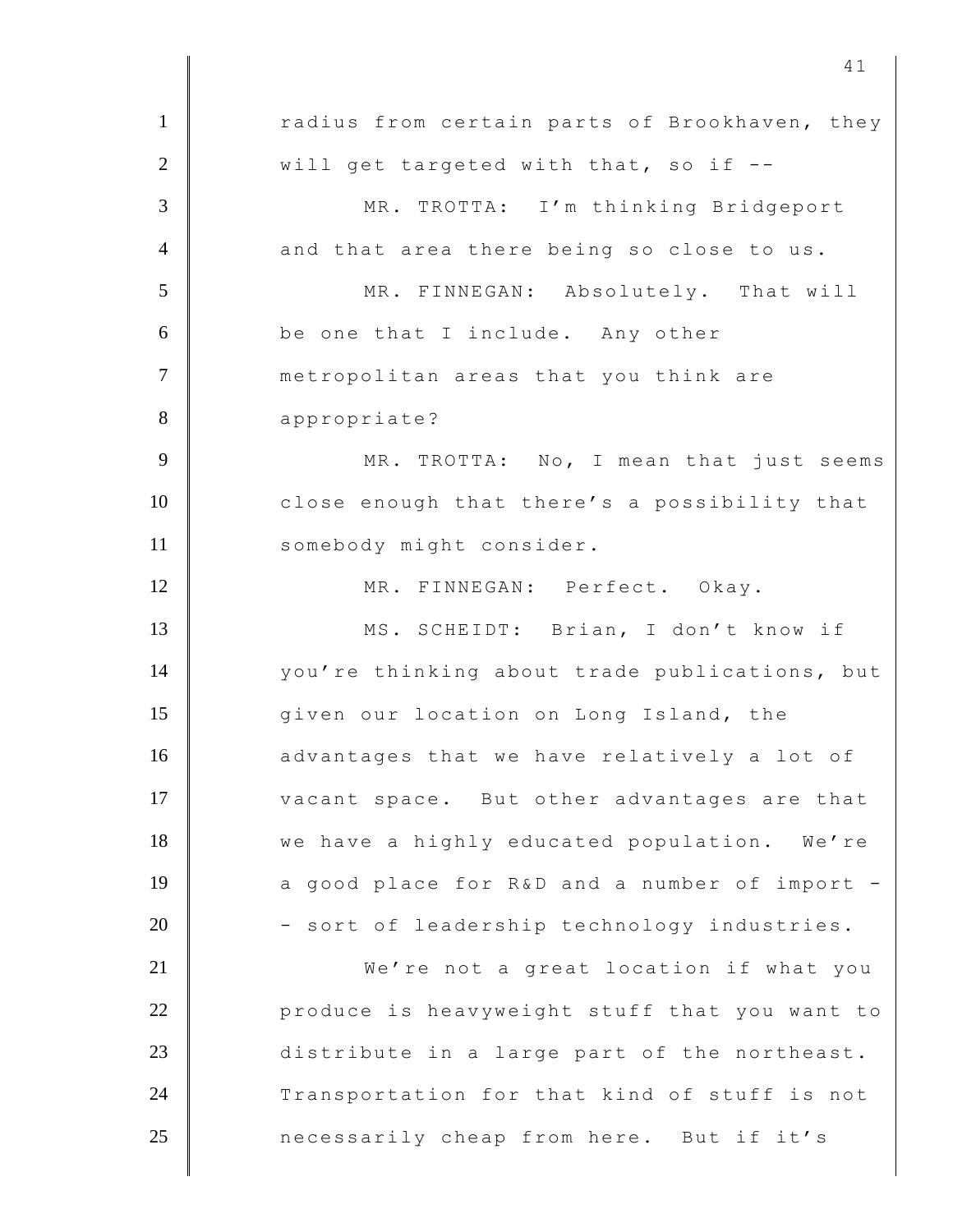radius from certain parts of Brookhaven, they will get targeted with that, so if --

MR. TROTTA: I'm thinking Bridgeport and that area there being so close to us.

MR. FINNEGAN: Absolutely. That will be one that I include. Any other metropolitan areas that you think are appropriate?

MR. TROTTA: No, I mean that just seems close enough that there's a possibility that somebody might consider.

MR. FINNEGAN: Perfect. Okay.

MS. SCHEIDT: Brian, I don't know if you're thinking about trade publications, but given our location on Long Island, the advantages that we have relatively a lot of vacant space. But other advantages are that we have a highly educated population. We're a good place for R&D and a number of import -- sort of leadership technology industries.

We're not a great location if what you produce is heavyweight stuff that you want to distribute in a large part of the northeast. Transportation for that kind of stuff is not necessarily cheap from here. But if it's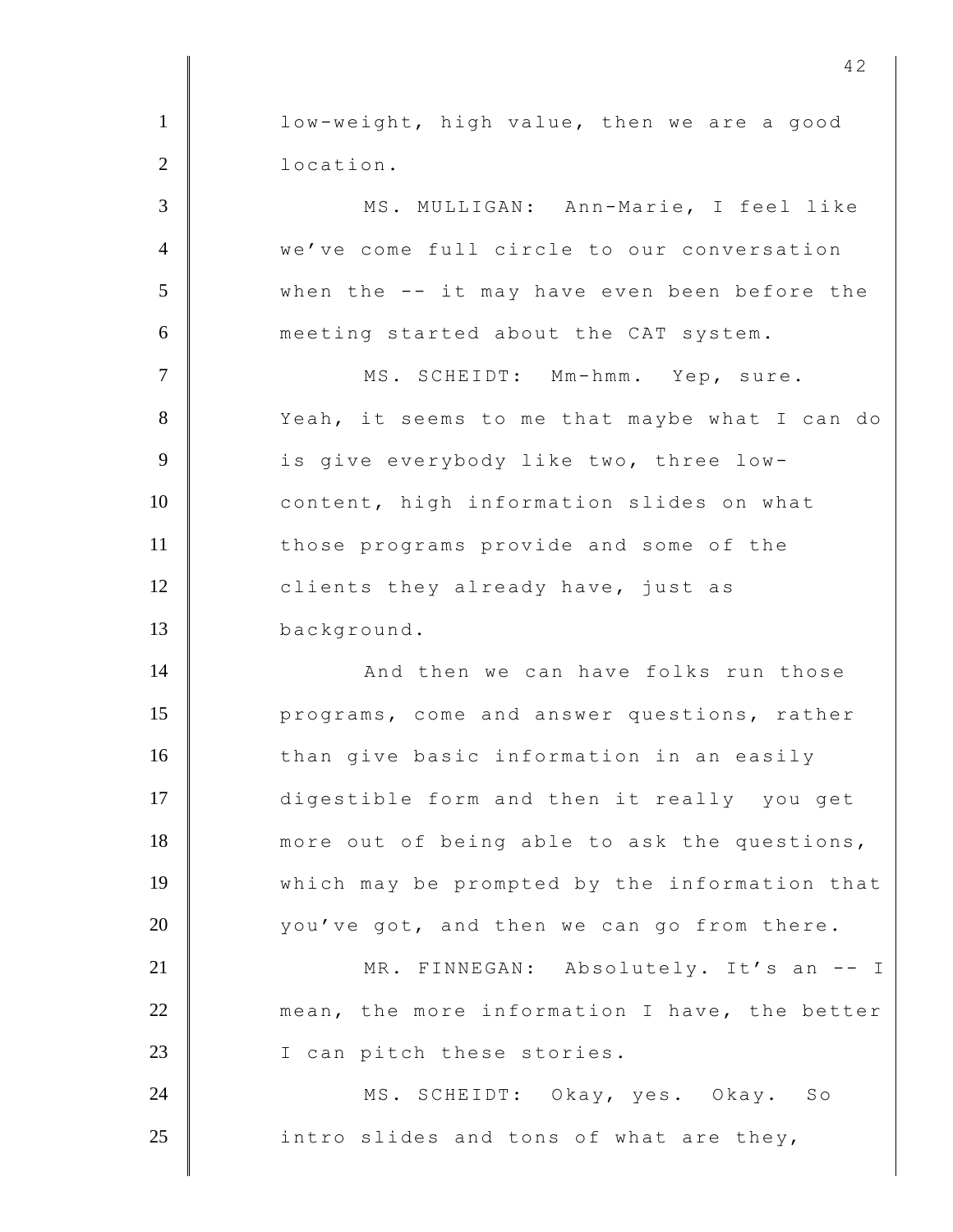low-weight, high value, then we are a good location.

MS. MULLIGAN: Ann-Marie, I feel like we've come full circle to our conversation when the -- it may have even been before the meeting started about the CAT system.

MS. SCHEIDT: Mm-hmm. Yep, sure. Yeah, it seems to me that maybe what I can do is give everybody like two, three low-content, high information slides on what those programs provide and some of the clients they already have, just as background.

And then we can have folks run those programs, come and answer questions, rather than give basic information in an easily digestible form and then it really you get more out of being able to ask the questions, which may be prompted by the information that you've got, and then we can go from there.

MR. FINNEGAN: Absolutely. It's an -- I mean, the more information I have, the better I can pitch these stories.

MS. SCHEIDT: Okay, yes. Okay. So intro slides and tons of what are they,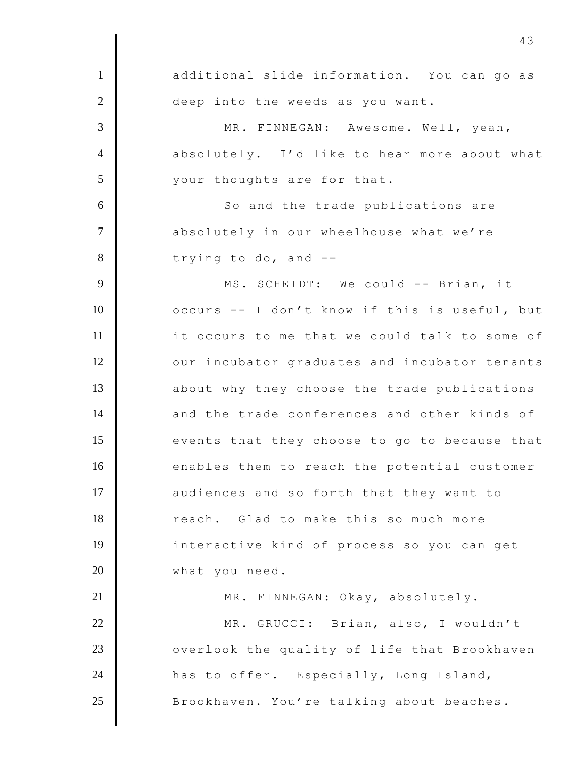additional slide information. You can go as deep into the weeds as you want.

MR. FINNEGAN: Awesome. Well, yeah, absolutely. I'd like to hear more about what your thoughts are for that.

So and the trade publications are absolutely in our wheelhouse what we're trying to do, and --

MS. SCHEIDT: We could -- Brian, it occurs -- I don't know if this is useful, but it occurs to me that we could talk to some of our incubator graduates and incubator tenants about why they choose the trade publications and the trade conferences and other kinds of events that they choose to go to because that enables them to reach the potential customer audiences and so forth that they want to reach. Glad to make this so much more interactive kind of process so you can get what you need.

MR. FINNEGAN: Okay, absolutely.

MR. GRUCCI: Brian, also, I wouldn't overlook the quality of life that Brookhaven has to offer. Especially, Long Island, Brookhaven. You're talking about beaches.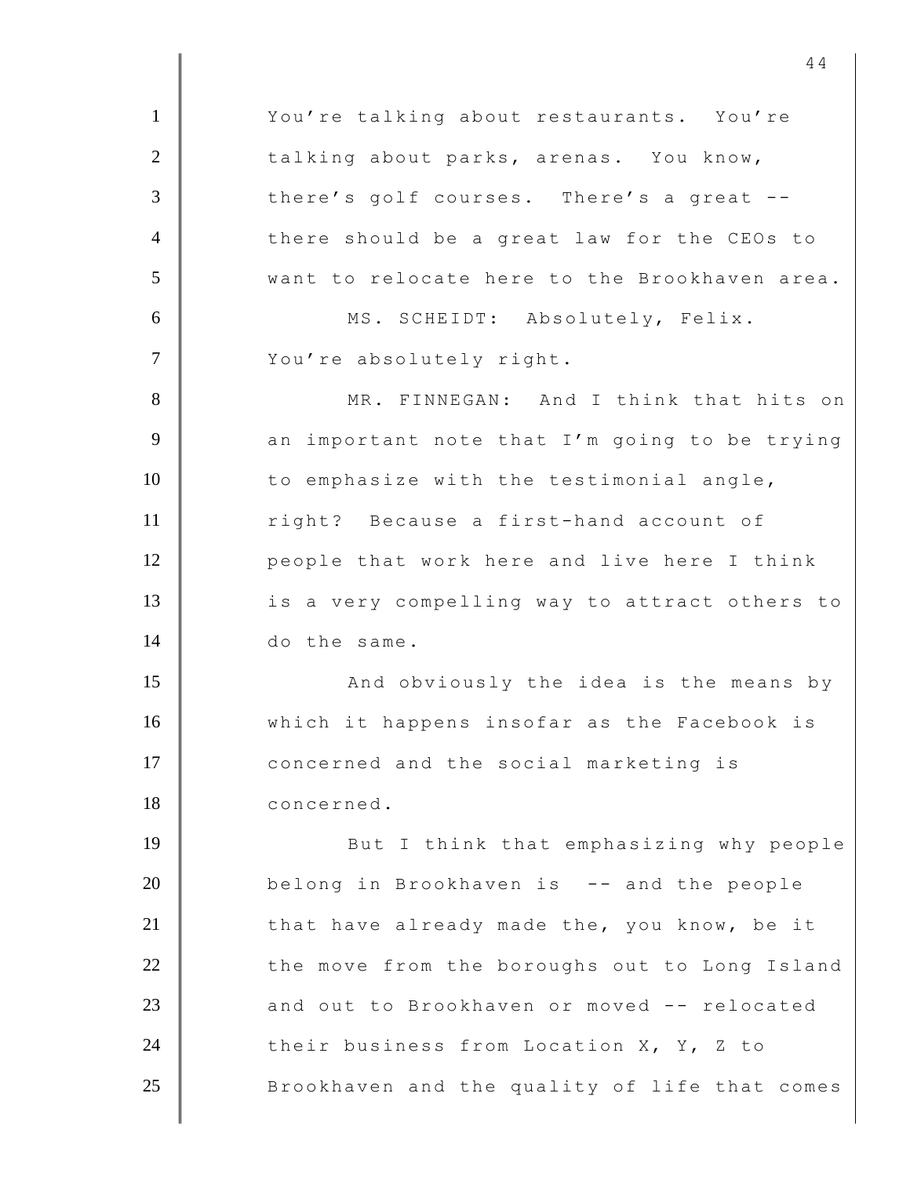You're talking about restaurants. You're talking about parks, arenas. You know, there's golf courses. There's a great -- there should be a great law for the CEOs to want to relocate here to the Brookhaven area.

MS. SCHEIDT: Absolutely, Felix. You're absolutely right.

MR. FINNEGAN: And I think that hits on an important note that I'm going to be trying to emphasize with the testimonial angle, right? Because a first-hand account of people that work here and live here I think is a very compelling way to attract others to do the same.

And obviously the idea is the means by which it happens insofar as the Facebook is concerned and the social marketing is concerned.

But I think that emphasizing why people belong in Brookhaven is -- and the people that have already made the, you know, be it the move from the boroughs out to Long Island and out to Brookhaven or moved -- relocated their business from Location X, Y, Z to Brookhaven and the quality of life that comes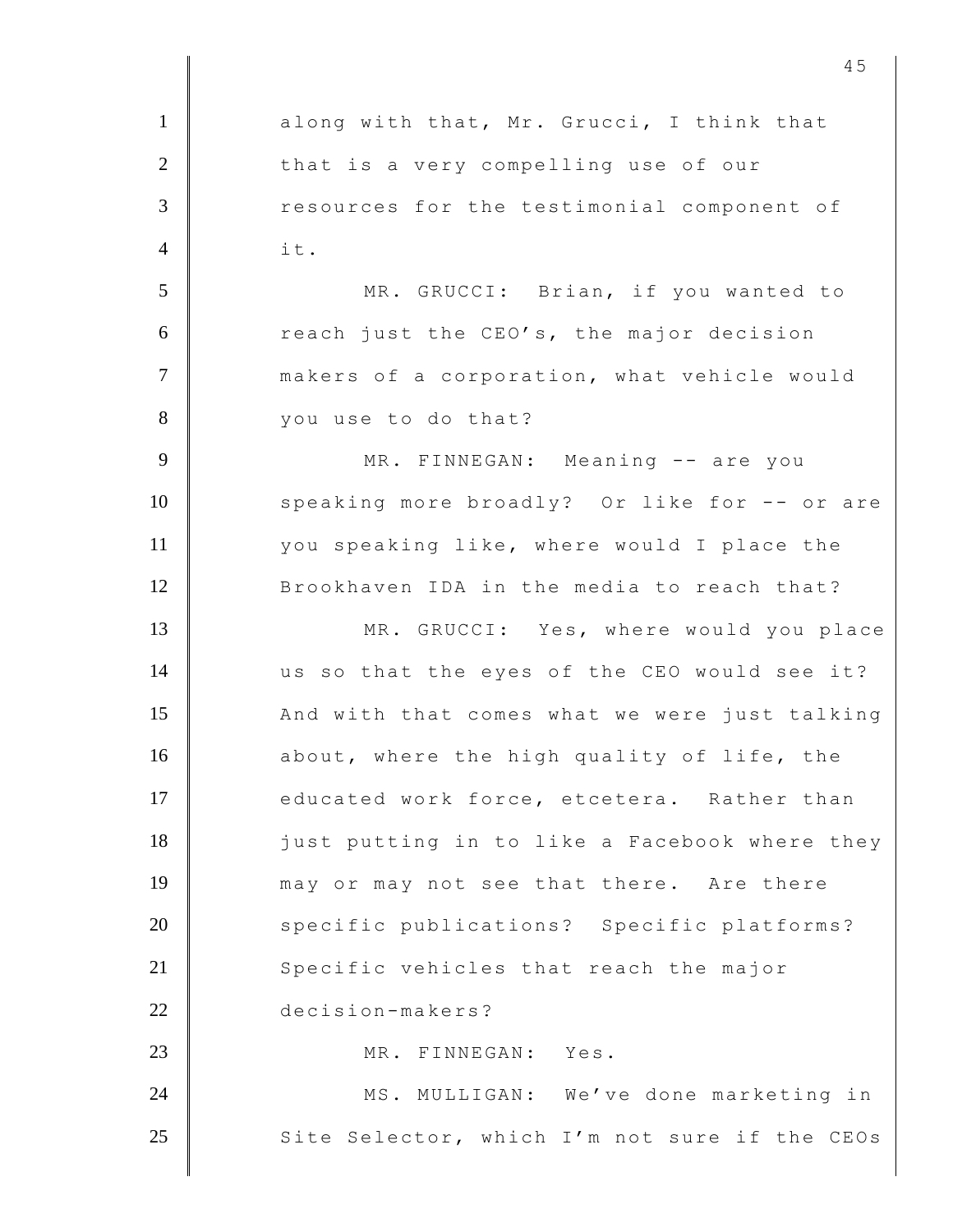along with that, Mr. Grucci, I think that that is a very compelling use of our resources for the testimonial component of it.

MR. GRUCCI: Brian, if you wanted to reach just the CEO's, the major decision makers of a corporation, what vehicle would you use to do that?

MR. FINNEGAN: Meaning -- are you speaking more broadly? Or like for -- or are you speaking like, where would I place the Brookhaven IDA in the media to reach that?

MR. GRUCCI: Yes, where would you place us so that the eyes of the CEO would see it? And with that comes what we were just talking about, where the high quality of life, the educated work force, etcetera. Rather than just putting in to like a Facebook where they may or may not see that there. Are there specific publications? Specific platforms? Specific vehicles that reach the major decision-makers?

MR. FINNEGAN: Yes.

MS. MULLIGAN: We've done marketing in Site Selector, which I'm not sure if the CEOs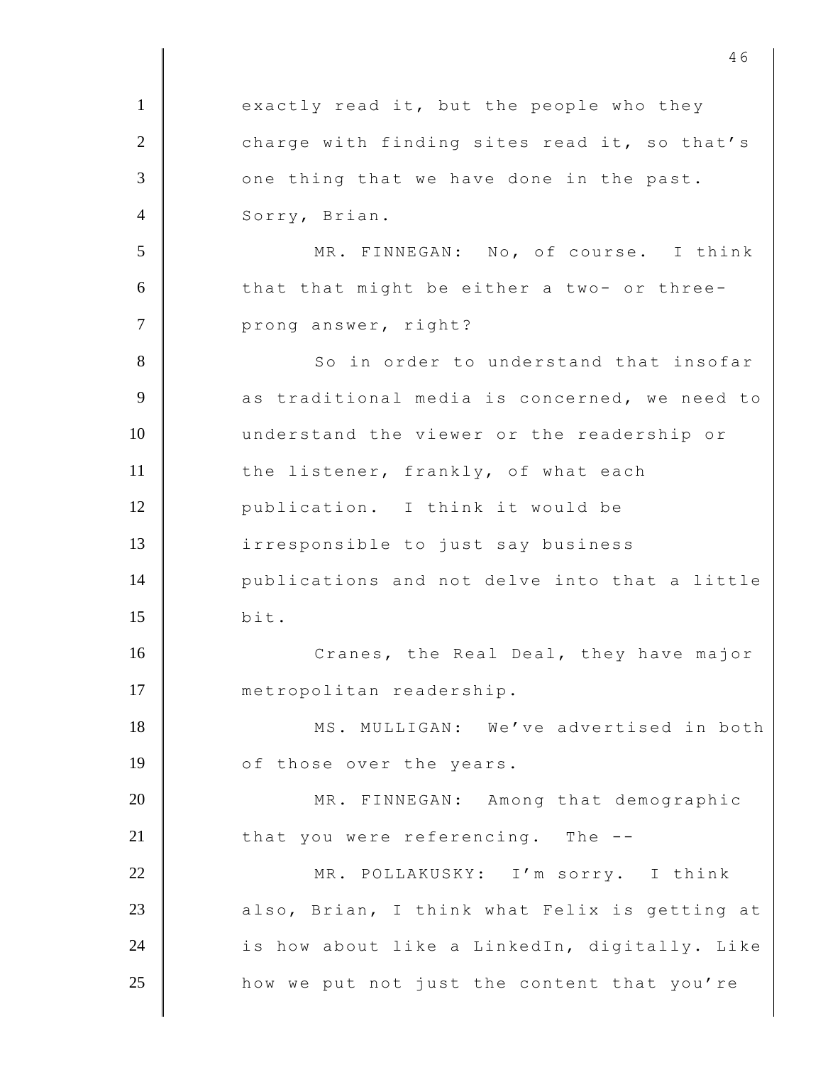exactly read it, but the people who they charge with finding sites read it, so that's one thing that we have done in the past. Sorry, Brian.

MR. FINNEGAN: No, of course. I think that that might be either a two- or three-prong answer, right?

So in order to understand that insofar as traditional media is concerned, we need to understand the viewer or the readership or the listener, frankly, of what each publication. I think it would be irresponsible to just say business publications and not delve into that a little bit.

Cranes, the Real Deal, they have major metropolitan readership.

MS. MULLIGAN: We've advertised in both of those over the years.

MR. FINNEGAN: Among that demographic that you were referencing. The --

MR. POLLAKUSKY: I'm sorry. I think also, Brian, I think what Felix is getting at is how about like a LinkedIn, digitally. Like how we put not just the content that you're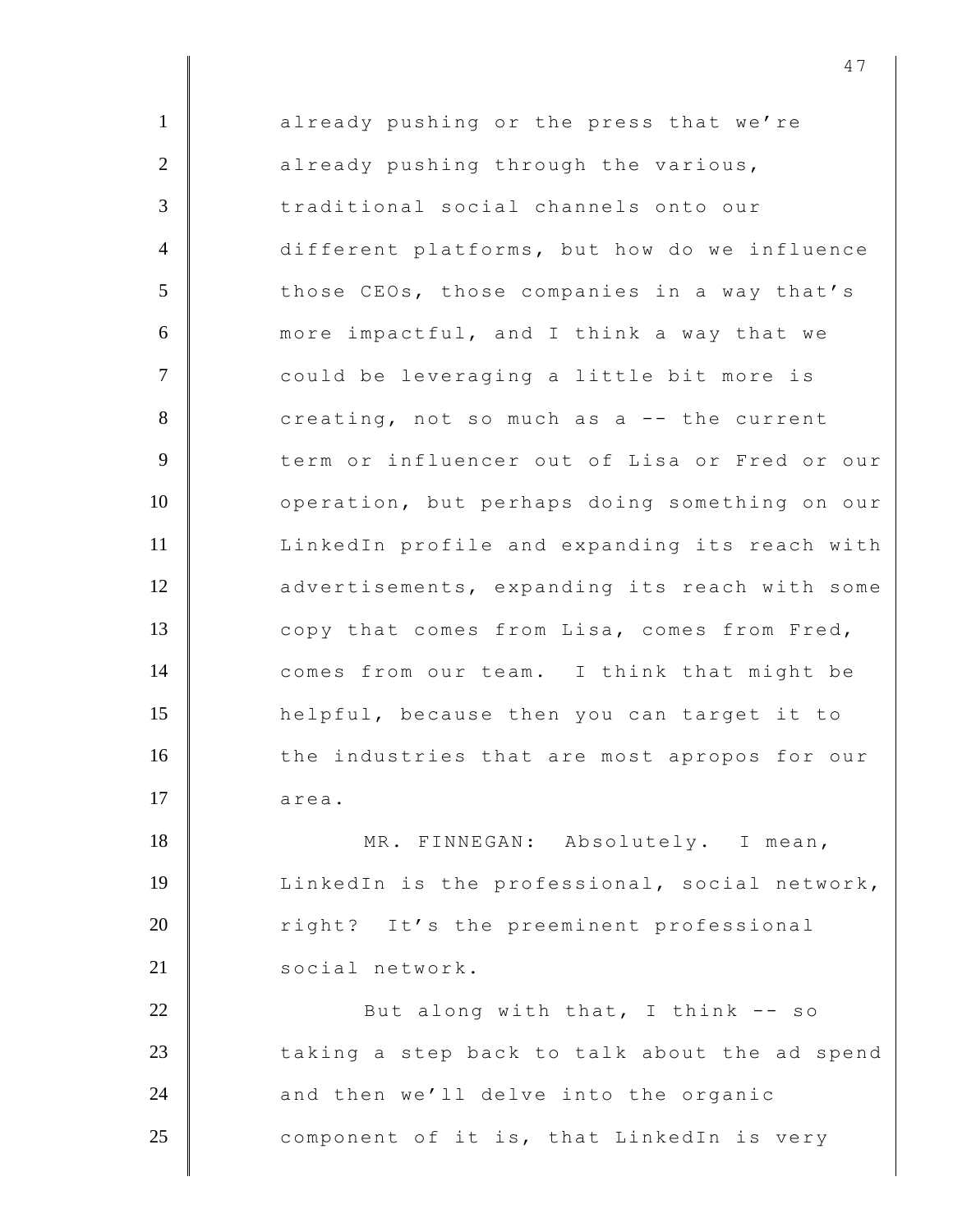already pushing or the press that we're already pushing through the various, traditional social channels onto our different platforms, but how do we influence those CEOs, those companies in a way that's more impactful, and I think a way that we could be leveraging a little bit more is creating, not so much as a -- the current term or influencer out of Lisa or Fred or our operation, but perhaps doing something on our LinkedIn profile and expanding its reach with advertisements, expanding its reach with some copy that comes from Lisa, comes from Fred, comes from our team. I think that might be helpful, because then you can target it to the industries that are most apropos for our area.

MR. FINNEGAN: Absolutely. I mean, LinkedIn is the professional, social network, right? It's the preeminent professional social network.

But along with that, I think -- so taking a step back to talk about the ad spend and then we'll delve into the organic component of it is, that LinkedIn is very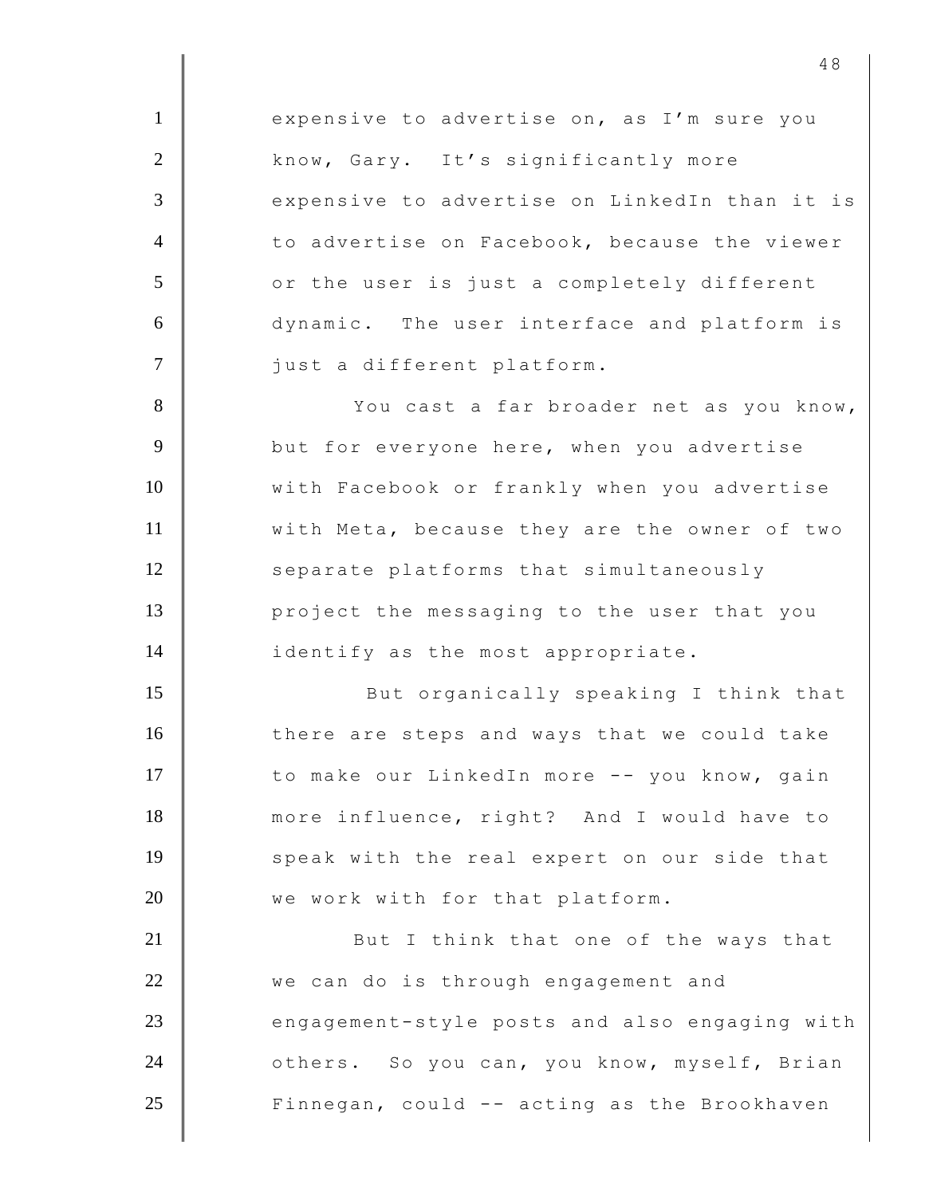expensive to advertise on, as I'm sure you know, Gary. It's significantly more expensive to advertise on LinkedIn than it is to advertise on Facebook, because the viewer or the user is just a completely different dynamic. The user interface and platform is just a different platform.

You cast a far broader net as you know, but for everyone here, when you advertise with Facebook or frankly when you advertise with Meta, because they are the owner of two separate platforms that simultaneously project the messaging to the user that you identify as the most appropriate.

But organically speaking I think that there are steps and ways that we could take to make our LinkedIn more -- you know, gain more influence, right? And I would have to speak with the real expert on our side that we work with for that platform.

But I think that one of the ways that we can do is through engagement and engagement-style posts and also engaging with others. So you can, you know, myself, Brian Finnegan, could -- acting as the Brookhaven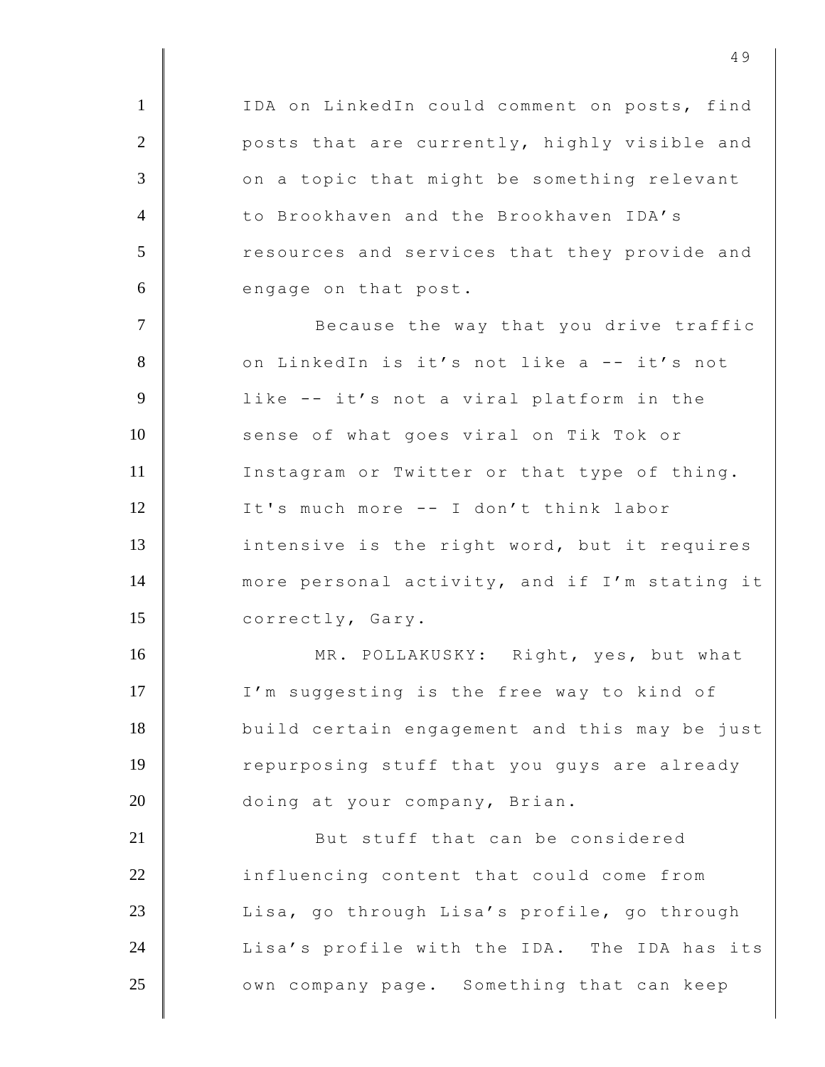IDA on LinkedIn could comment on posts, find posts that are currently, highly visible and on a topic that might be something relevant to Brookhaven and the Brookhaven IDA's resources and services that they provide and engage on that post.

Because the way that you drive traffic on LinkedIn is it's not like a -- it's not like -- it's not a viral platform in the sense of what goes viral on Tik Tok or Instagram or Twitter or that type of thing. It's much more -- I don't think labor intensive is the right word, but it requires more personal activity, and if I'm stating it correctly, Gary.

MR. POLLAKUSKY: Right, yes, but what I'm suggesting is the free way to kind of build certain engagement and this may be just repurposing stuff that you guys are already doing at your company, Brian.

But stuff that can be considered influencing content that could come from Lisa, go through Lisa's profile, go through Lisa's profile with the IDA. The IDA has its own company page. Something that can keep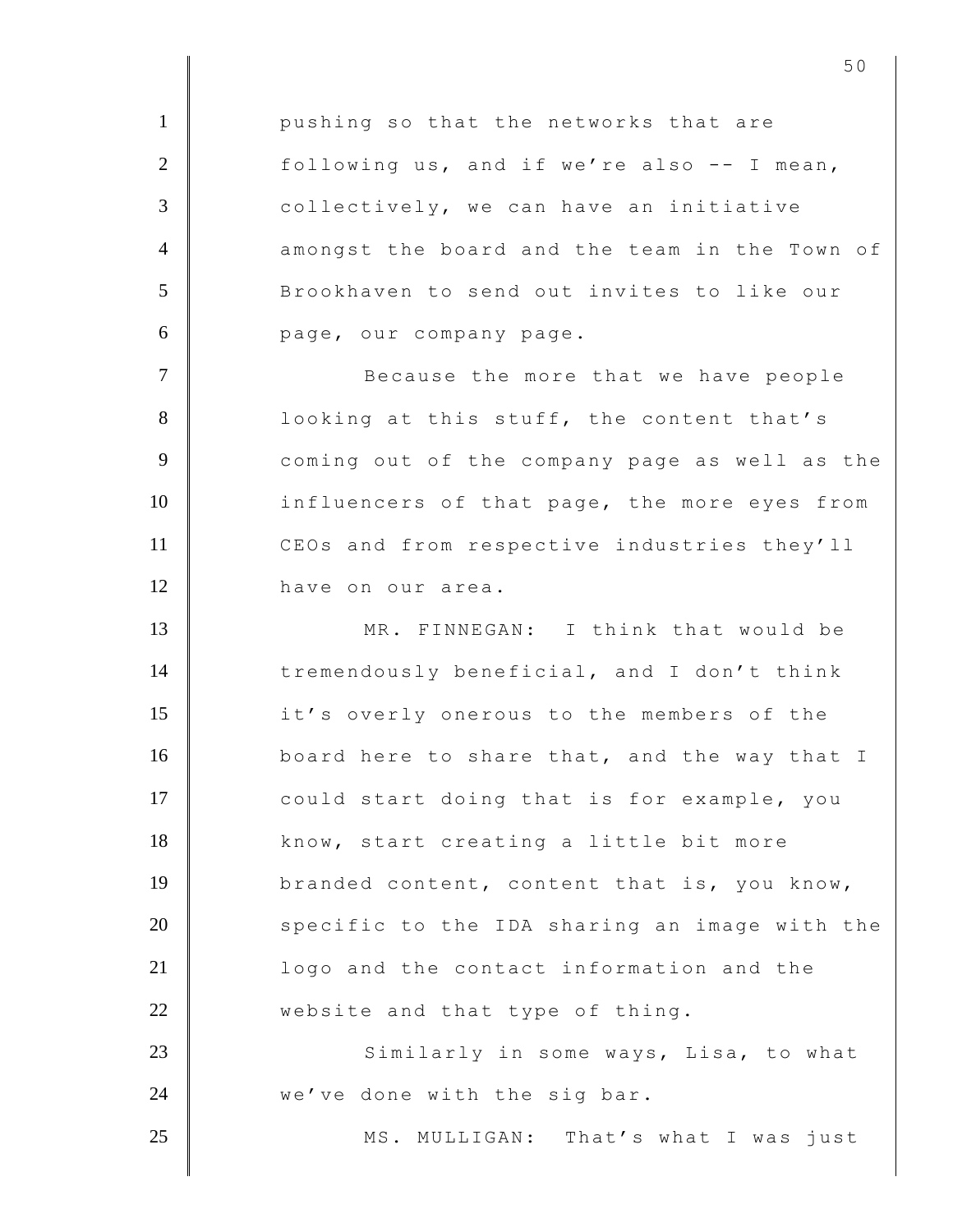pushing so that the networks that are following us, and if we're also -- I mean, collectively, we can have an initiative amongst the board and the team in the Town of Brookhaven to send out invites to like our page, our company page.

Because the more that we have people looking at this stuff, the content that's coming out of the company page as well as the influencers of that page, the more eyes from CEOs and from respective industries they'll have on our area.

MR. FINNEGAN: I think that would be tremendously beneficial, and I don't think it's overly onerous to the members of the board here to share that, and the way that I could start doing that is for example, you know, start creating a little bit more branded content, content that is, you know, specific to the IDA sharing an image with the logo and the contact information and the website and that type of thing.

Similarly in some ways, Lisa, to what we've done with the sig bar.

MS. MULLIGAN: That's what I was just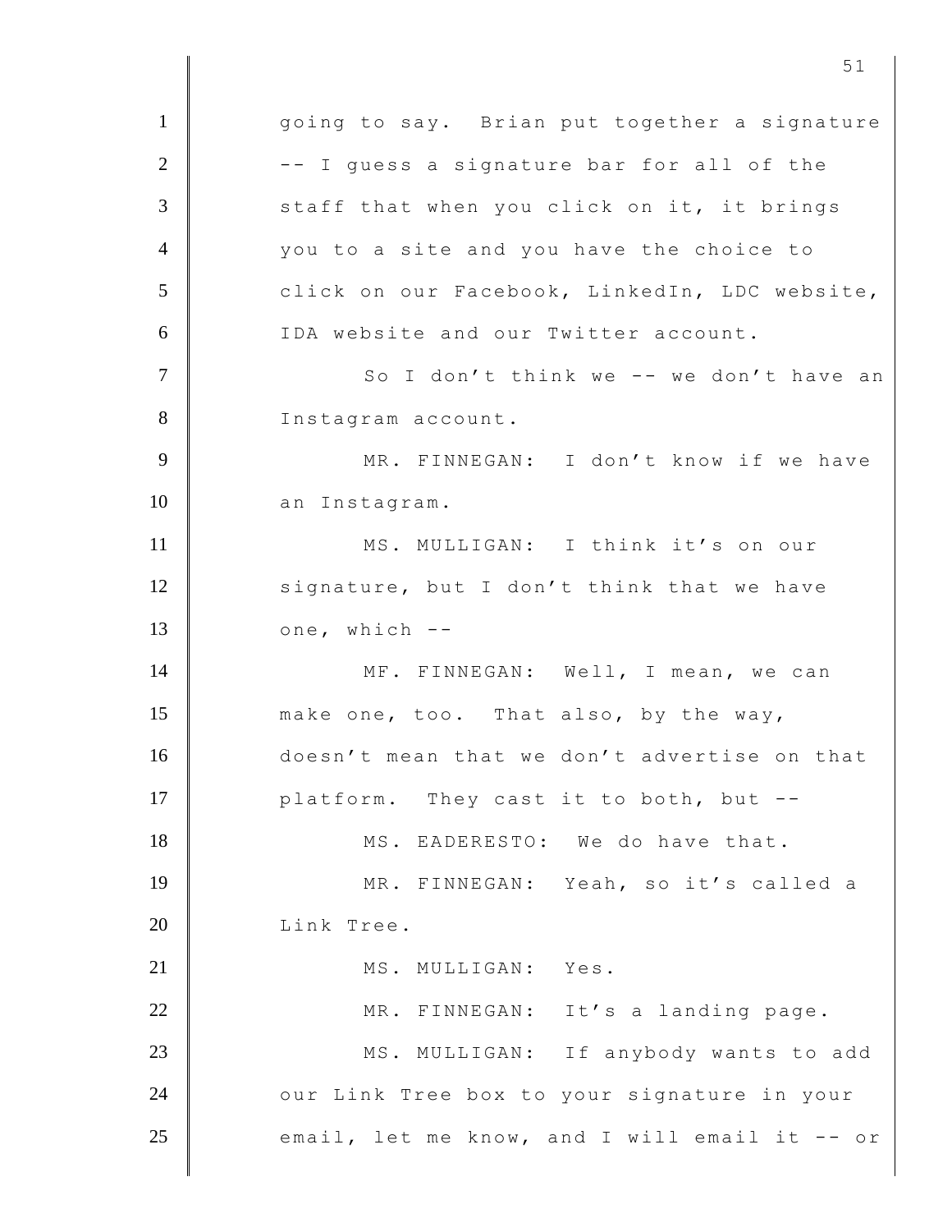going to say. Brian put together a signature -- I guess a signature bar for all of the staff that when you click on it, it brings you to a site and you have the choice to click on our Facebook, LinkedIn, LDC website, IDA website and our Twitter account.

So I don't think we -- we don't have an Instagram account.

MR. FINNEGAN: I don't know if we have an Instagram.

MS. MULLIGAN: I think it's on our signature, but I don't think that we have one, which --

MF. FINNEGAN: Well, I mean, we can make one, too. That also, by the way, doesn't mean that we don't advertise on that platform. They cast it to both, but --

MS. EADERESTO: We do have that.

MR. FINNEGAN: Yeah, so it's called a Link Tree.

MS. MULLIGAN: Yes.

MR. FINNEGAN: It's a landing page.

MS. MULLIGAN: If anybody wants to add our Link Tree box to your signature in your email, let me know, and I will email it -- or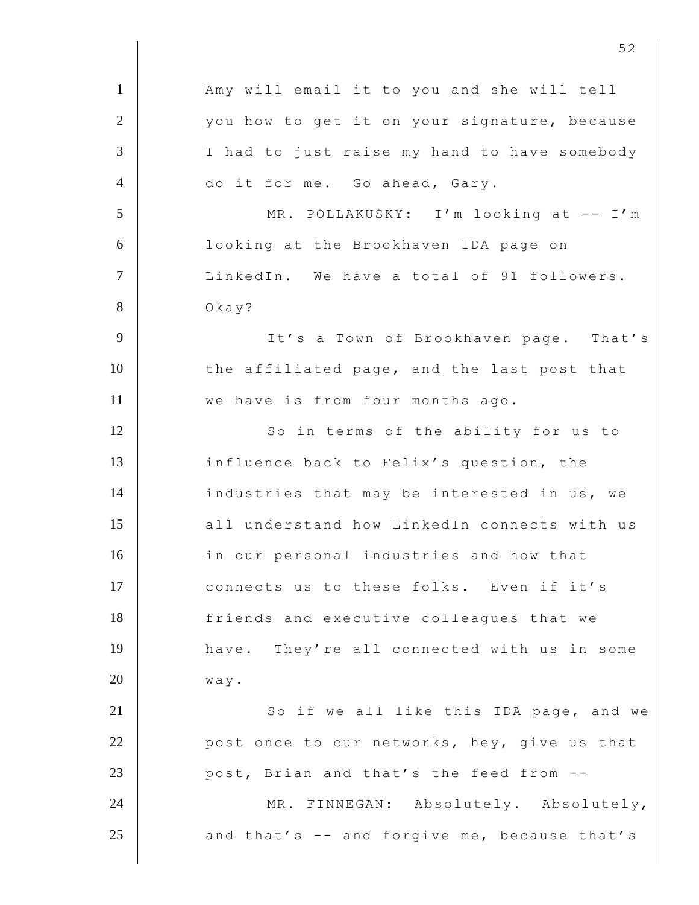Amy will email it to you and she will tell you how to get it on your signature, because I had to just raise my hand to have somebody do it for me. Go ahead, Gary.

MR. POLLAKUSKY: I'm looking at -- I'm looking at the Brookhaven IDA page on LinkedIn. We have a total of 91 followers. Okay?

It's a Town of Brookhaven page. That's the affiliated page, and the last post that we have is from four months ago.

So in terms of the ability for us to influence back to Felix's question, the industries that may be interested in us, we all understand how LinkedIn connects with us in our personal industries and how that connects us to these folks. Even if it's friends and executive colleagues that we have. They're all connected with us in some way.

So if we all like this IDA page, and we post once to our networks, hey, give us that post, Brian and that's the feed from --

MR. FINNEGAN: Absolutely. Absolutely, and that's -- and forgive me, because that's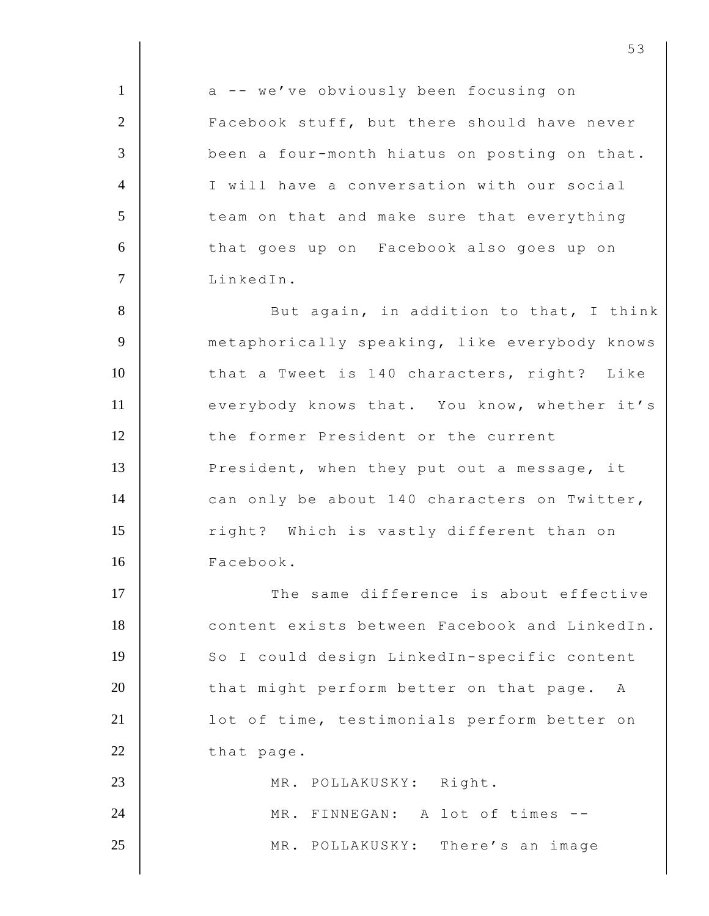a -- we've obviously been focusing on Facebook stuff, but there should have never been a four-month hiatus on posting on that. I will have a conversation with our social team on that and make sure that everything that goes up on Facebook also goes up on LinkedIn.

But again, in addition to that, I think metaphorically speaking, like everybody knows that a Tweet is 140 characters, right? Like everybody knows that. You know, whether it's the former President or the current President, when they put out a message, it can only be about 140 characters on Twitter, right? Which is vastly different than on Facebook.

The same difference is about effective content exists between Facebook and LinkedIn. So I could design LinkedIn-specific content that might perform better on that page. A lot of time, testimonials perform better on that page.

MR. POLLAKUSKY: Right.

MR. FINNEGAN: A lot of times --

MR. POLLAKUSKY: There's an image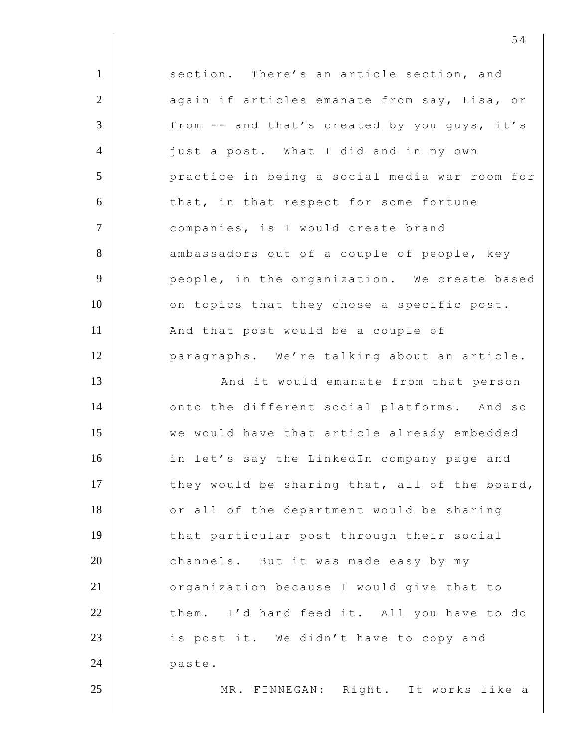section. There's an article section, and again if articles emanate from say, Lisa, or from -- and that's created by you guys, it's just a post. What I did and in my own practice in being a social media war room for that, in that respect for some fortune companies, is I would create brand ambassadors out of a couple of people, key people, in the organization. We create based on topics that they chose a specific post. And that post would be a couple of paragraphs. We're talking about an article.

And it would emanate from that person onto the different social platforms. And so we would have that article already embedded in let's say the LinkedIn company page and they would be sharing that, all of the board, or all of the department would be sharing that particular post through their social channels. But it was made easy by my organization because I would give that to them. I'd hand feed it. All you have to do is post it. We didn't have to copy and paste.

MR. FINNEGAN: Right. It works like a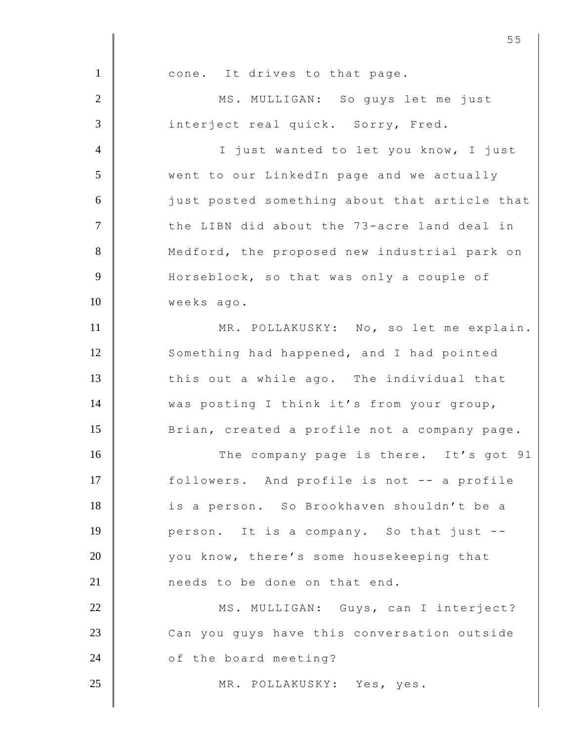cone. It drives to that page.

MS. MULLIGAN: So guys let me just interject real quick. Sorry, Fred.

I just wanted to let you know, I just went to our LinkedIn page and we actually just posted something about that article that the LIBN did about the 73-acre land deal in Medford, the proposed new industrial park on Horseblock, so that was only a couple of weeks ago.

MR. POLLAKUSKY: No, so let me explain. Something had happened, and I had pointed this out a while ago. The individual that was posting I think it's from your group, Brian, created a profile not a company page.

The company page is there. It's got 91 followers. And profile is not -- a profile is a person. So Brookhaven shouldn't be a person. It is a company. So that just -- you know, there's some housekeeping that needs to be done on that end.

MS. MULLIGAN: Guys, can I interject? Can you guys have this conversation outside of the board meeting?

MR. POLLAKUSKY: Yes, yes.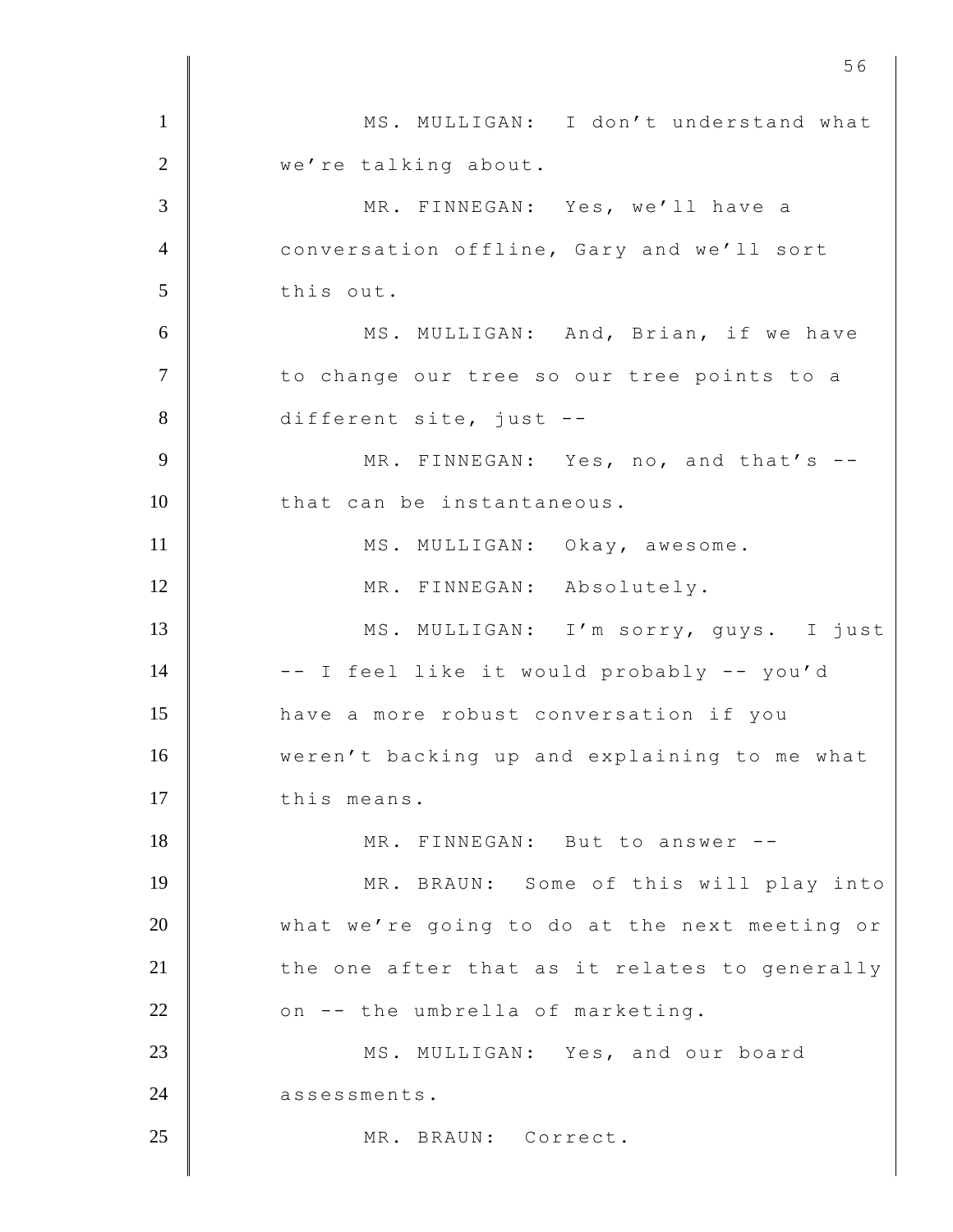1 MS. MULLIGAN: I don't understand what
2 we're talking about.
3 MR. FINNEGAN: Yes, we'll have a
4 conversation offline, Gary and we'll sort
5 this out.
6 MS. MULLIGAN: And, Brian, if we have
7 to change our tree so our tree points to a
8 different site, just --
9 MR. FINNEGAN: Yes, no, and that's --
10 that can be instantaneous.
11 MS. MULLIGAN: Okay, awesome.
12 MR. FINNEGAN: Absolutely.
13 MS. MULLIGAN: I'm sorry, guys. I just
14 -- I feel like it would probably -- you'd
15 have a more robust conversation if you
16 weren't backing up and explaining to me what
17 this means.
18 MR. FINNEGAN: But to answer --
19 MR. BRAUN: Some of this will play into
20 what we're going to do at the next meeting or
21 the one after that as it relates to generally
22 on -- the umbrella of marketing.
23 MS. MULLIGAN: Yes, and our board
24 assessments.
25 MR. BRAUN: Correct.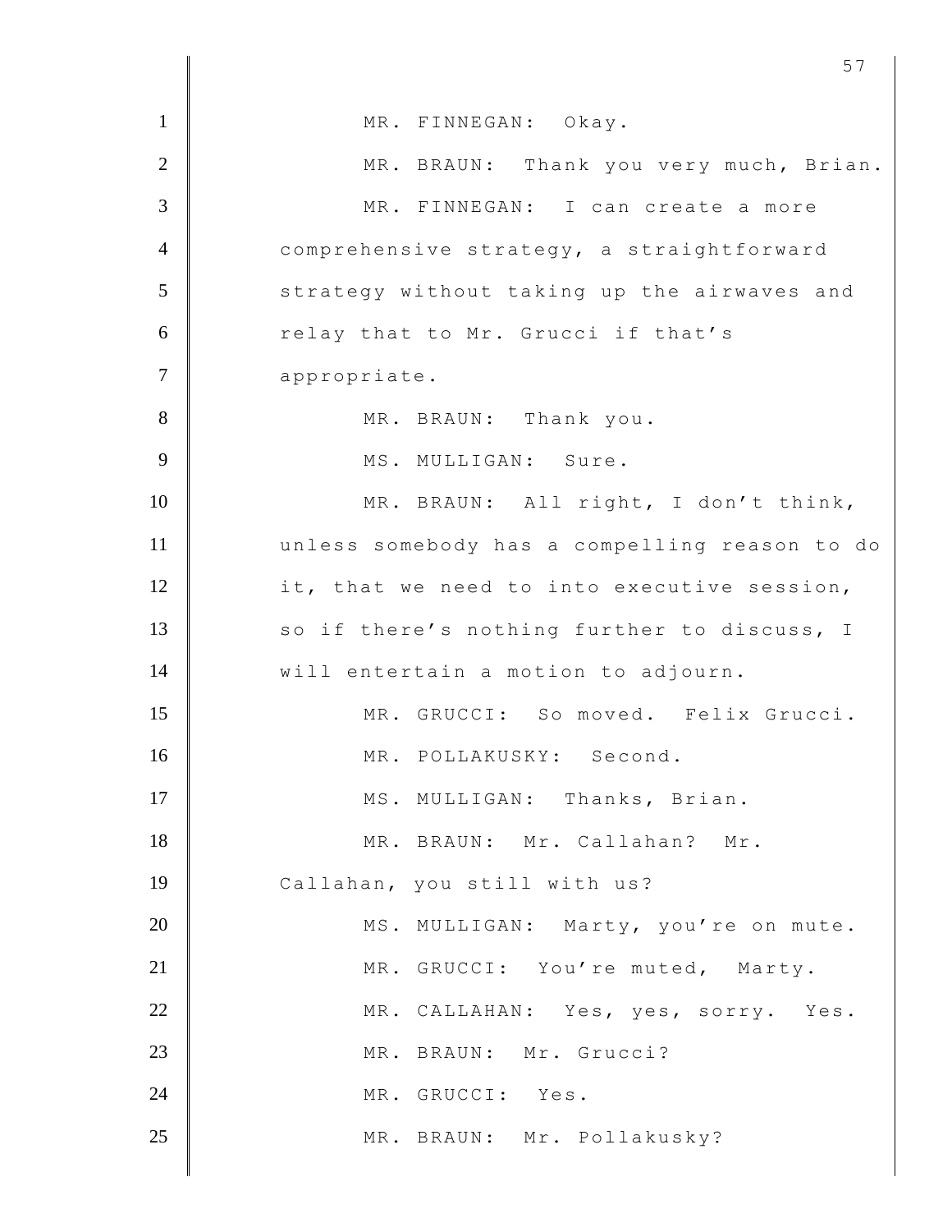MR. FINNEGAN: Okay.

MR. BRAUN: Thank you very much, Brian.

MR. FINNEGAN: I can create a more comprehensive strategy, a straightforward strategy without taking up the airwaves and relay that to Mr. Grucci if that's appropriate.

MR. BRAUN: Thank you.

MS. MULLIGAN: Sure.

MR. BRAUN: All right, I don't think, unless somebody has a compelling reason to do it, that we need to into executive session, so if there's nothing further to discuss, I will entertain a motion to adjourn.

MR. GRUCCI: So moved. Felix Grucci.

MR. POLLAKUSKY: Second.

MS. MULLIGAN: Thanks, Brian.

MR. BRAUN: Mr. Callahan? Mr. Callahan, you still with us?

MS. MULLIGAN: Marty, you're on mute.

MR. GRUCCI: You're muted, Marty.

MR. CALLAHAN: Yes, yes, sorry. Yes.

MR. BRAUN: Mr. Grucci?

MR. GRUCCI: Yes.

MR. BRAUN: Mr. Pollakusky?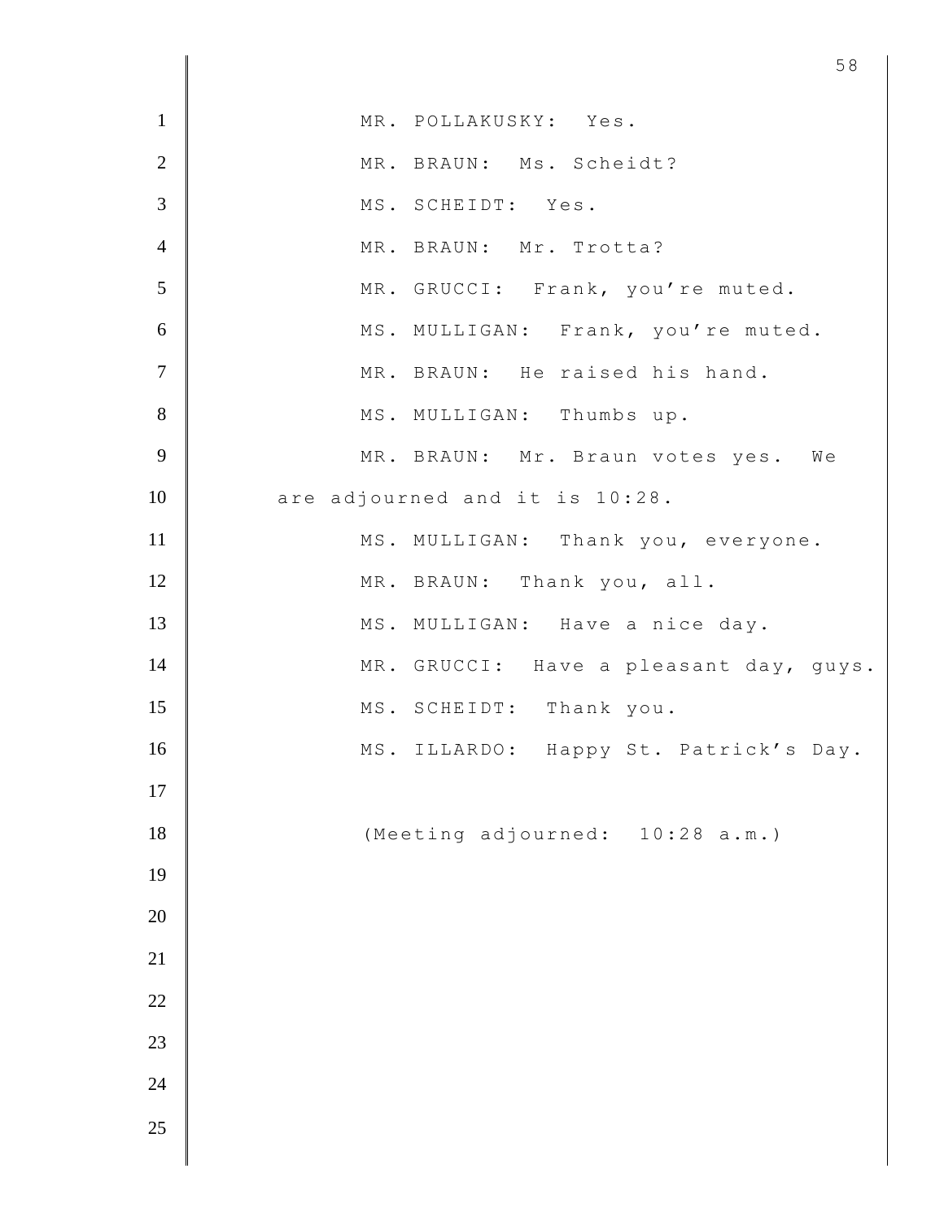MR. POLLAKUSKY: Yes.

MR. BRAUN: Ms. Scheidt?

MS. SCHEIDT: Yes.

MR. BRAUN: Mr. Trotta?

MR. GRUCCI: Frank, you're muted.

MS. MULLIGAN: Frank, you're muted.

MR. BRAUN: He raised his hand.

MS. MULLIGAN: Thumbs up.

MR. BRAUN: Mr. Braun votes yes. We are adjourned and it is 10:28.

MS. MULLIGAN: Thank you, everyone.

MR. BRAUN: Thank you, all.

MS. MULLIGAN: Have a nice day.

MR. GRUCCI: Have a pleasant day, guys.

MS. SCHEIDT: Thank you.

MS. ILLARDO: Happy St. Patrick's Day.

(Meeting adjourned: 10:28 a.m.)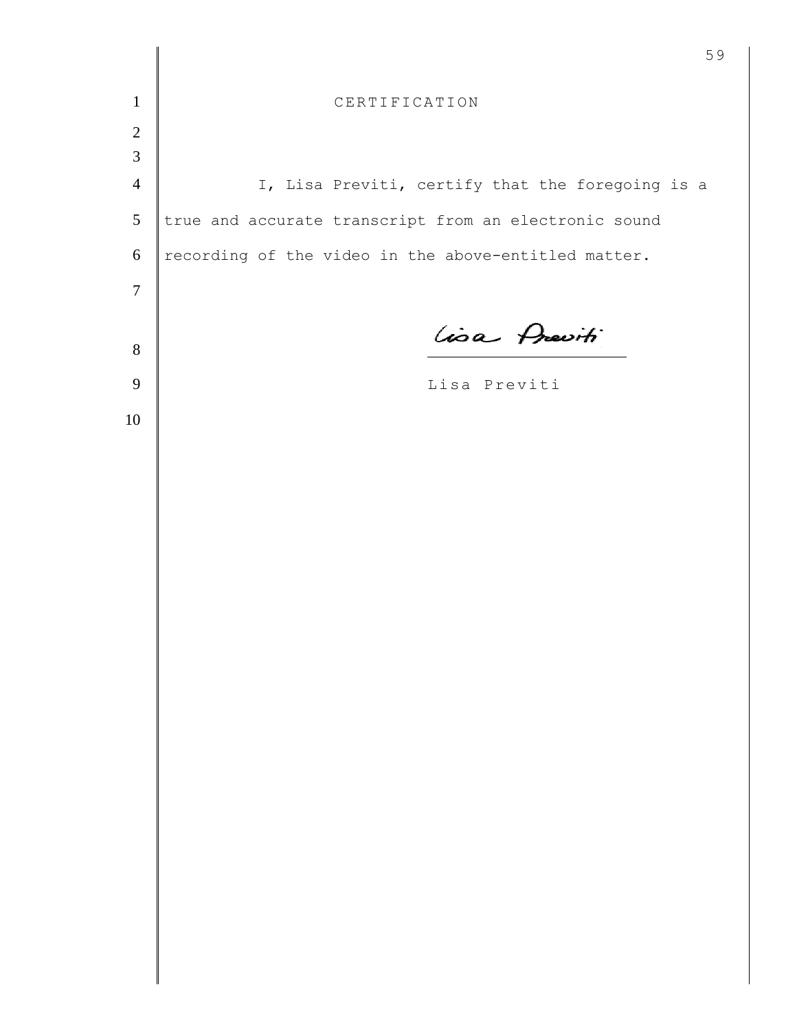# CERTIFICATION

I, Lisa Previti, certify that the foregoing is a true and accurate transcript from an electronic sound recording of the video in the above-entitled matter.

Lisa Previti

Lisa Previti